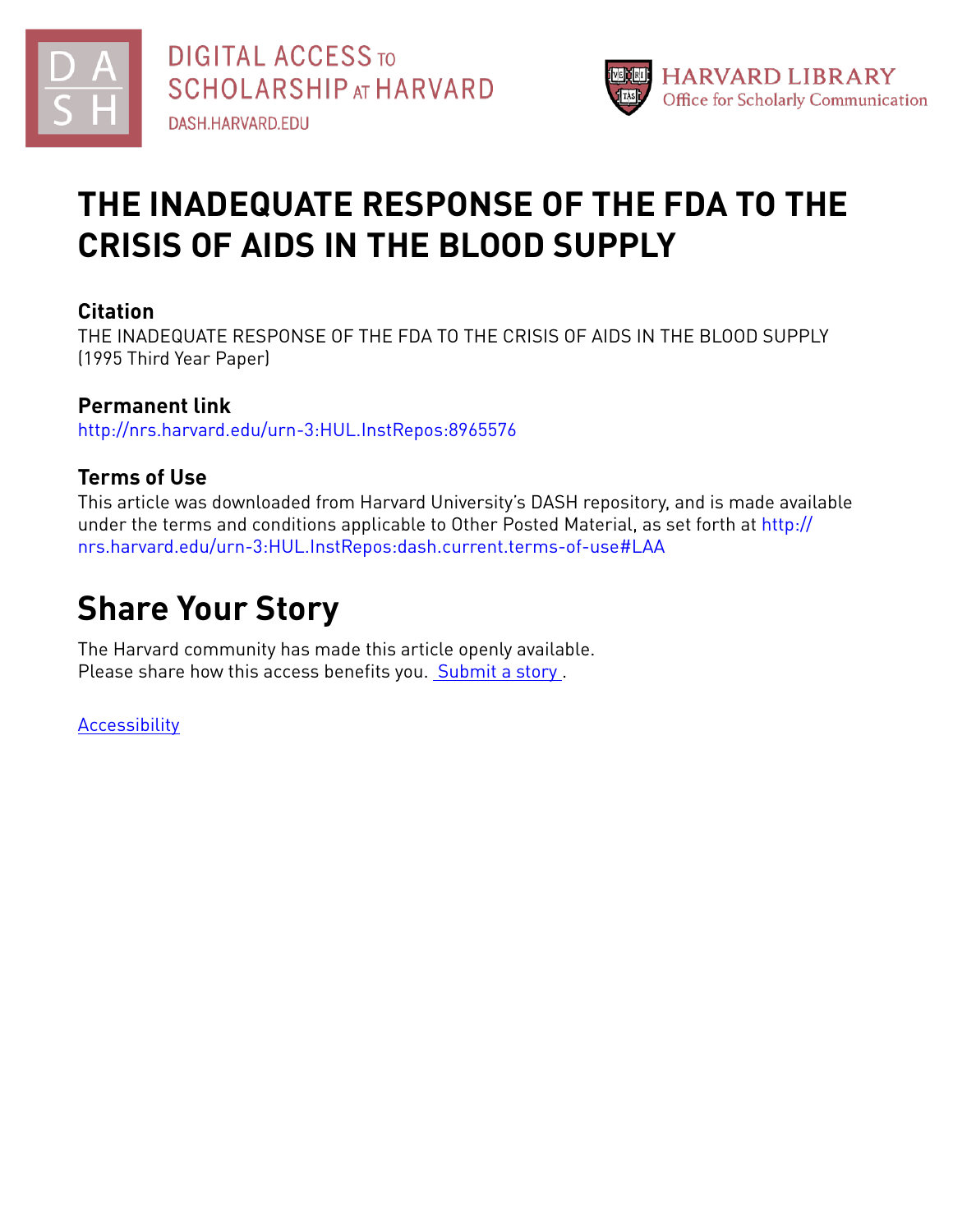# THE INADEQUATE RESPONSE OF THE FDA TO THE CRISIS OF AIDS IN THE BLOOD SUPPLY

## Citation

THE INADEQUATE RESPONSE OF THE FDA TO THE CRISIS OF AIDS IN THE BLOOD SUPPLY (1995 Third Year Paper)

## Permanent link

http://nrs.harvard.edu/urn-3:HUL.InstRepos:8965576

## Terms of Use

This article was downloaded from Harvard University's DASH repository, and is made available under the terms and conditions applicable to Other Posted Material, as set forth at http://nrs.harvard.edu/urn-3:HUL.InstRepos:dash.current.terms-of-use#LAA

# Share Your Story

The Harvard community has made this article openly available.
Please share how this access benefits you. Submit a story .

Accessibility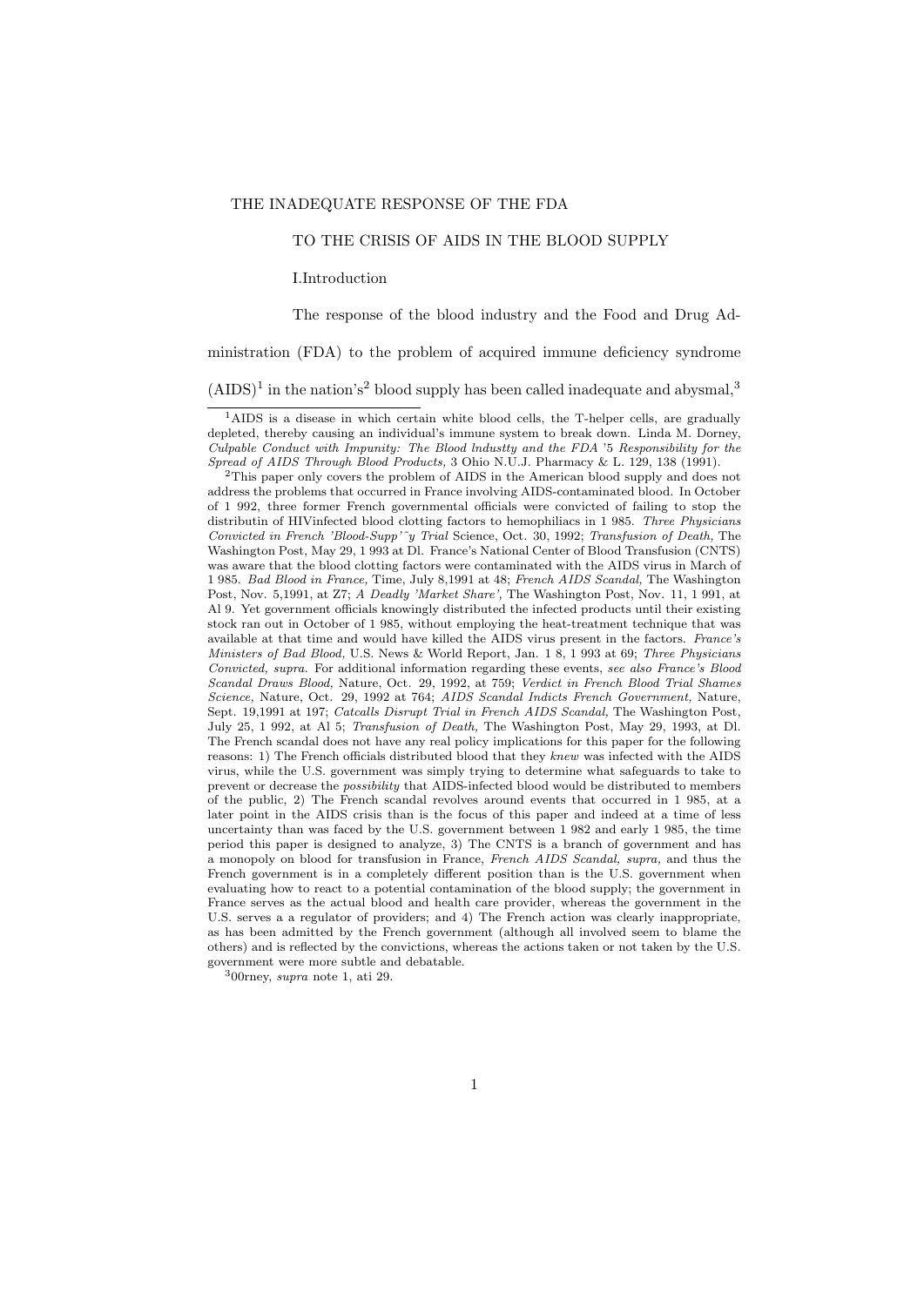THE INADEQUATE RESPONSE OF THE FDA

TO THE CRISIS OF AIDS IN THE BLOOD SUPPLY

I.Introduction

The response of the blood industry and the Food and Drug Administration (FDA) to the problem of acquired immune deficiency syndrome (AIDS)[1] in the nation's[2] blood supply has been called inadequate and abysmal,[3]

---

[1] AIDS is a disease in which certain white blood cells, the T-helper cells, are gradually depleted, thereby causing an individual's immune system to break down. Linda M. Dorney, *Culpable Conduct with Impunity: The Blood Industty and the FDA '5 Responsibility for the Spread of AIDS Through Blood Products,* 3 Ohio N.U.J. Pharmacy & L. 129, 138 (1991).

[2] This paper only covers the problem of AIDS in the American blood supply and does not address the problems that occurred in France involving AIDS-contaminated blood. In October of 1 992, three former French governmental officials were convicted of failing to stop the distributin of HIVinfected blood clotting factors to hemophiliacs in 1 985. *Three Physicians Convicted in French 'Blood-Supp'˜y Trial* Science, Oct. 30, 1992; *Transfusion of Death,* The Washington Post, May 29, 1 993 at Dl. France's National Center of Blood Transfusion (CNTS) was aware that the blood clotting factors were contaminated with the AIDS virus in March of 1 985. *Bad Blood in France,* Time, July 8,1991 at 48; *French AIDS Scandal,* The Washington Post, Nov. 5,1991, at Z7; *A Deadly 'Market Share',* The Washington Post, Nov. 11, 1 991, at Al 9. Yet government officials knowingly distributed the infected products until their existing stock ran out in October of 1 985, without employing the heat-treatment technique that was available at that time and would have killed the AIDS virus present in the factors. *France's Ministers of Bad Blood,* U.S. News & World Report, Jan. 1 8, 1 993 at 69; *Three Physicians Convicted, supra.* For additional information regarding these events, *see also France's Blood Scandal Draws Blood,* Nature, Oct. 29, 1992, at 759; *Verdict in French Blood Trial Shames Science,* Nature, Oct. 29, 1992 at 764; *AIDS Scandal Indicts French Government,* Nature, Sept. 19,1991 at 197; *Catcalls Disrupt Trial in French AIDS Scandal,* The Washington Post, July 25, 1 992, at Al 5; *Transfusion of Death,* The Washington Post, May 29, 1993, at Dl. The French scandal does not have any real policy implications for this paper for the following reasons: 1) The French officials distributed blood that they *knew* was infected with the AIDS virus, while the U.S. government was simply trying to determine what safeguards to take to prevent or decrease the *possibility* that AIDS-infected blood would be distributed to members of the public, 2) The French scandal revolves around events that occurred in 1 985, at a later point in the AIDS crisis than is the focus of this paper and indeed at a time of less uncertainty than was faced by the U.S. government between 1 982 and early 1 985, the time period this paper is designed to analyze, 3) The CNTS is a branch of government and has a monopoly on blood for transfusion in France, *French AIDS Scandal, supra,* and thus the French government is in a completely different position than is the U.S. government when evaluating how to react to a potential contamination of the blood supply; the government in France serves as the actual blood and health care provider, whereas the government in the U.S. serves a a regulator of providers; and 4) The French action was clearly inappropriate, as has been admitted by the French government (although all involved seem to blame the others) and is reflected by the convictions, whereas the actions taken or not taken by the U.S. government were more subtle and debatable.

[3] 00rney, *supra* note 1, ati 29.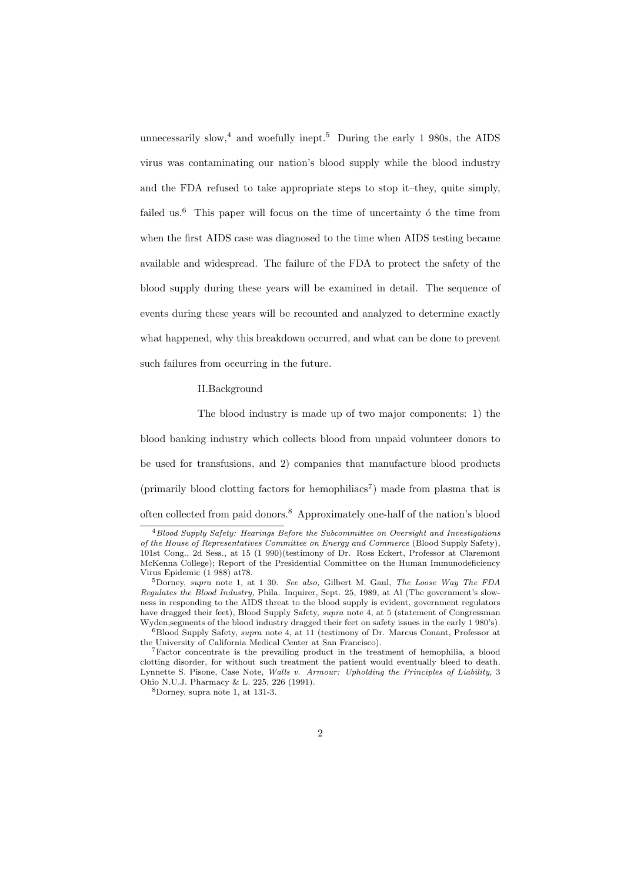unnecessarily slow,[4] and woefully inept.[5] During the early 1 980s, the AIDS virus was contaminating our nation's blood supply while the blood industry and the FDA refused to take appropriate steps to stop it–they, quite simply, failed us.[6] This paper will focus on the time of uncertainty ó the time from when the first AIDS case was diagnosed to the time when AIDS testing became available and widespread. The failure of the FDA to protect the safety of the blood supply during these years will be examined in detail. The sequence of events during these years will be recounted and analyzed to determine exactly what happened, why this breakdown occurred, and what can be done to prevent such failures from occurring in the future.

## II.Background

The blood industry is made up of two major components: 1) the blood banking industry which collects blood from unpaid volunteer donors to be used for transfusions, and 2) companies that manufacture blood products (primarily blood clotting factors for hemophiliacs[7]) made from plasma that is often collected from paid donors.[8] Approximately one-half of the nation's blood

---

[4] *Blood Supply Safety: Hearings Before the Subcommittee on Oversight and Investigations of the House of Representatives Committee on Energy and Commerce* (Blood Supply Safety), 101st Cong., 2d Sess., at 15 (1 990)(testimony of Dr. Ross Eckert, Professor at Claremont McKenna College); Report of the Presidential Committee on the Human Immunodeficiency Virus Epidemic (1 988) at78.

[5] Dorney, *supra* note 1, at 1 30. *See also,* Gilbert M. Gaul, *The Loose Way The FDA Regulates the Blood Industry,* Phila. Inquirer, Sept. 25, 1989, at Al (The government's slowness in responding to the AIDS threat to the blood supply is evident, government regulators have dragged their feet), Blood Supply Safety, *supra* note 4, at 5 (statement of Congressman Wyden,segments of the blood industry dragged their feet on safety issues in the early 1 980's).

[6] Blood Supply Safety, *supra* note 4, at 11 (testimony of Dr. Marcus Conant, Professor at the University of California Medical Center at San Francisco).

[7] Factor concentrate is the prevailing product in the treatment of hemophilia, a blood clotting disorder, for without such treatment the patient would eventually bleed to death. Lynnette S. Pisone, Case Note, *Walls v. Armour: Upholding the Principles of Liability,* 3 Ohio N.U.J. Pharmacy & L. 225, 226 (1991).

[8] Dorney, supra note 1, at 131-3.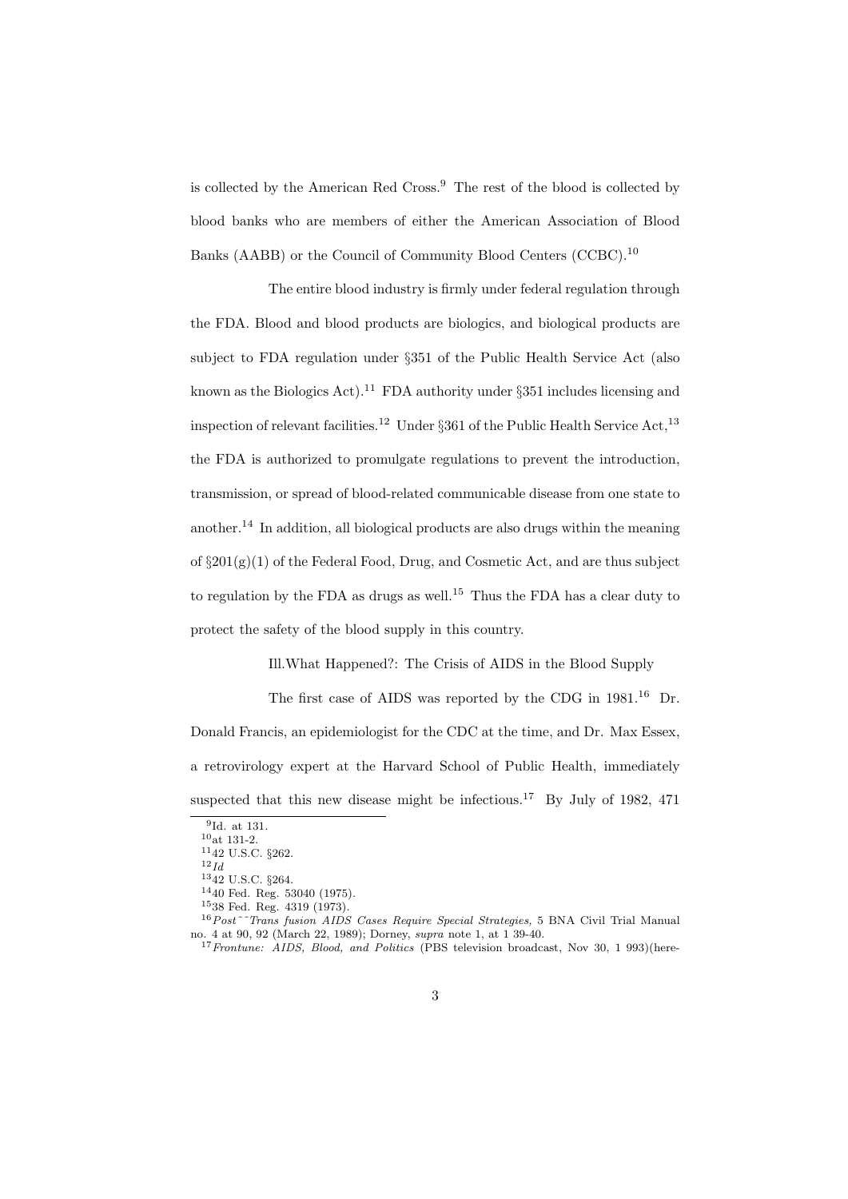is collected by the American Red Cross.[9] The rest of the blood is collected by blood banks who are members of either the American Association of Blood Banks (AABB) or the Council of Community Blood Centers (CCBC).[10]

The entire blood industry is firmly under federal regulation through the FDA. Blood and blood products are biologics, and biological products are subject to FDA regulation under §351 of the Public Health Service Act (also known as the Biologics Act).[11] FDA authority under §351 includes licensing and inspection of relevant facilities.[12] Under §361 of the Public Health Service Act,[13] the FDA is authorized to promulgate regulations to prevent the introduction, transmission, or spread of blood-related communicable disease from one state to another.[14] In addition, all biological products are also drugs within the meaning of §201(g)(1) of the Federal Food, Drug, and Cosmetic Act, and are thus subject to regulation by the FDA as drugs as well.[15] Thus the FDA has a clear duty to protect the safety of the blood supply in this country.

## Ill.What Happened?: The Crisis of AIDS in the Blood Supply

The first case of AIDS was reported by the CDG in 1981.[16] Dr. Donald Francis, an epidemiologist for the CDC at the time, and Dr. Max Essex, a retrovirology expert at the Harvard School of Public Health, immediately suspected that this new disease might be infectious.[17] By July of 1982, 471

---

[9] Id. at 131.

[10] at 131-2.

[11] 42 U.S.C. §262.

[12] *Id*

[13] 42 U.S.C. §264.

[14] 40 Fed. Reg. 53040 (1975).

[15] 38 Fed. Reg. 4319 (1973).

[16] *Post˜˜Trans fusion AIDS Cases Require Special Strategies,* 5 BNA Civil Trial Manual no. 4 at 90, 92 (March 22, 1989); Dorney, *supra* note 1, at 1 39-40.

[17] *Frontune: AIDS, Blood, and Politics* (PBS television broadcast, Nov 30, 1 993)(here-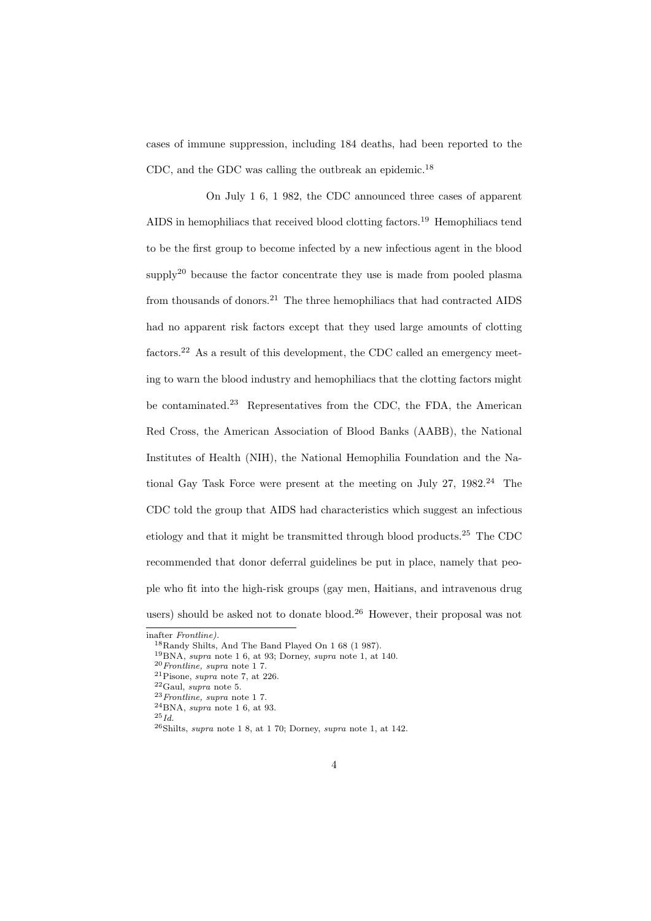cases of immune suppression, including 184 deaths, had been reported to the CDC, and the GDC was calling the outbreak an epidemic.[18]

On July 1 6, 1 982, the CDC announced three cases of apparent AIDS in hemophiliacs that received blood clotting factors.[19] Hemophiliacs tend to be the first group to become infected by a new infectious agent in the blood supply[20] because the factor concentrate they use is made from pooled plasma from thousands of donors.[21] The three hemophiliacs that had contracted AIDS had no apparent risk factors except that they used large amounts of clotting factors.[22] As a result of this development, the CDC called an emergency meeting to warn the blood industry and hemophiliacs that the clotting factors might be contaminated.[23] Representatives from the CDC, the FDA, the American Red Cross, the American Association of Blood Banks (AABB), the National Institutes of Health (NIH), the National Hemophilia Foundation and the National Gay Task Force were present at the meeting on July 27, 1982.[24] The CDC told the group that AIDS had characteristics which suggest an infectious etiology and that it might be transmitted through blood products.[25] The CDC recommended that donor deferral guidelines be put in place, namely that people who fit into the high-risk groups (gay men, Haitians, and intravenous drug users) should be asked not to donate blood.[26] However, their proposal was not

---

inafter *Frontline).*

[18] Randy Shilts, And The Band Played On 1 68 (1 987).

[19] BNA, *supra* note 1 6, at 93; Dorney, *supra* note 1, at 140.

[20] *Frontline, supra* note 1 7.

[21] Pisone, *supra* note 7, at 226.

[22] Gaul, *supra* note 5.

[23] *Frontline, supra* note 1 7.

[24] BNA, *supra* note 1 6, at 93.

[25] *Id.*

[26] Shilts, *supra* note 1 8, at 1 70; Dorney, *supra* note 1, at 142.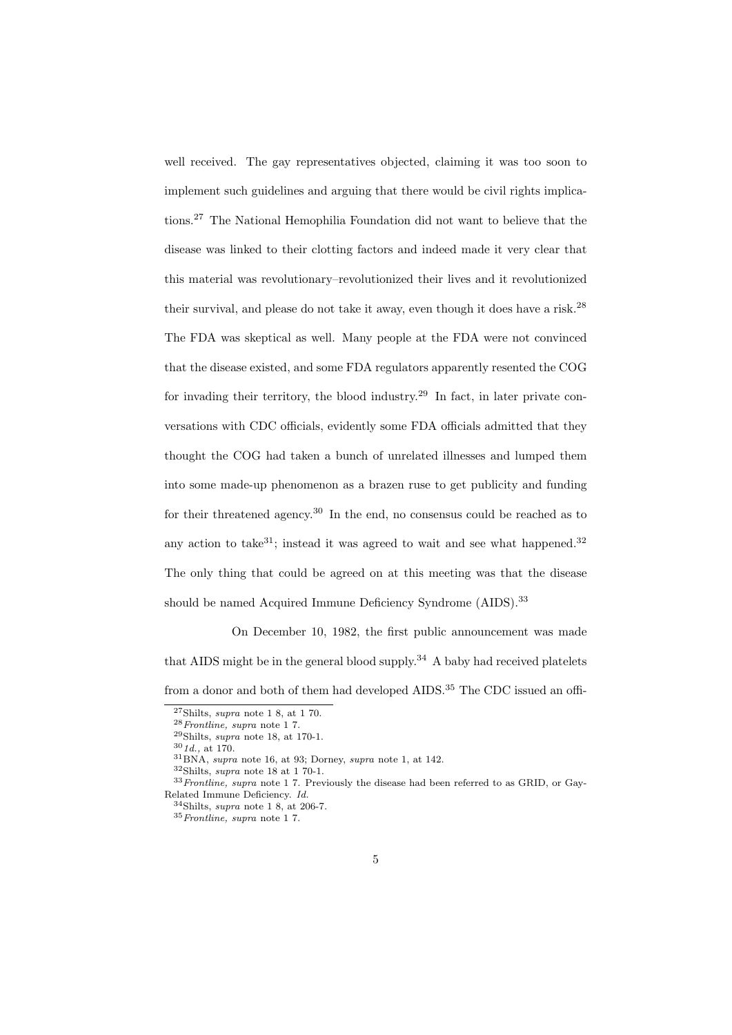well received. The gay representatives objected, claiming it was too soon to implement such guidelines and arguing that there would be civil rights implications.[27] The National Hemophilia Foundation did not want to believe that the disease was linked to their clotting factors and indeed made it very clear that this material was revolutionary–revolutionized their lives and it revolutionized their survival, and please do not take it away, even though it does have a risk.[28] The FDA was skeptical as well. Many people at the FDA were not convinced that the disease existed, and some FDA regulators apparently resented the COG for invading their territory, the blood industry.[29] In fact, in later private conversations with CDC officials, evidently some FDA officials admitted that they thought the COG had taken a bunch of unrelated illnesses and lumped them into some made-up phenomenon as a brazen ruse to get publicity and funding for their threatened agency.[30] In the end, no consensus could be reached as to any action to take[31]; instead it was agreed to wait and see what happened.[32] The only thing that could be agreed on at this meeting was that the disease should be named Acquired Immune Deficiency Syndrome (AIDS).[33]

On December 10, 1982, the first public announcement was made that AIDS might be in the general blood supply.[34] A baby had received platelets from a donor and both of them had developed AIDS.[35] The CDC issued an offi-

[27] Shilts, *supra* note 1 8, at 1 70.

[28] *Frontline, supra* note 1 7.

[29] Shilts, *supra* note 18, at 170-1.

[30] *1d.,* at 170.

[31] BNA, *supra* note 16, at 93; Dorney, *supra* note 1, at 142.

[32] Shilts, *supra* note 18 at 1 70-1.

[33] *Frontline, supra* note 1 7. Previously the disease had been referred to as GRID, or Gay-Related Immune Deficiency. *Id.*

[34] Shilts, *supra* note 1 8, at 206-7.

[35] *Frontline, supra* note 1 7.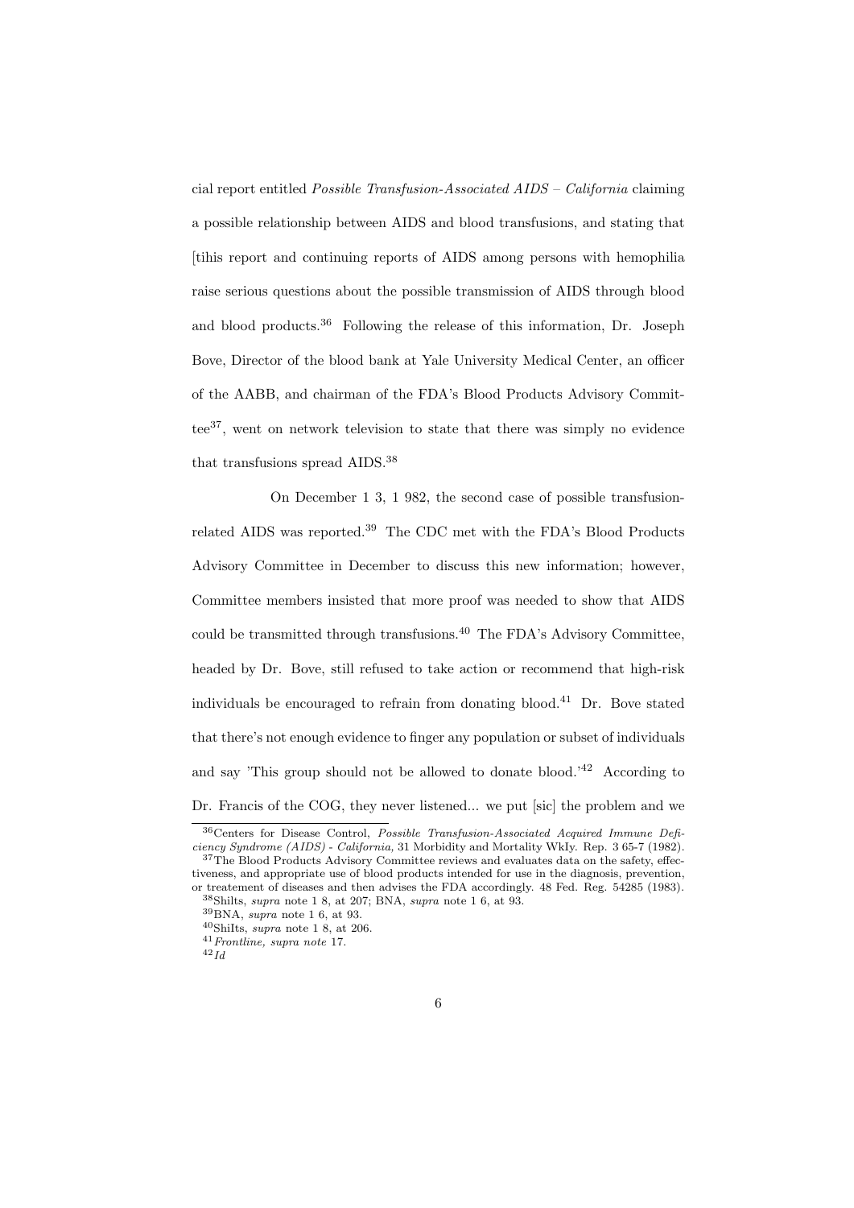cial report entitled *Possible Transfusion-Associated AIDS – California* claiming a possible relationship between AIDS and blood transfusions, and stating that [tihis report and continuing reports of AIDS among persons with hemophilia raise serious questions about the possible transmission of AIDS through blood and blood products.[36] Following the release of this information, Dr. Joseph Bove, Director of the blood bank at Yale University Medical Center, an officer of the AABB, and chairman of the FDA's Blood Products Advisory Committee[37], went on network television to state that there was simply no evidence that transfusions spread AIDS.[38]

On December 1 3, 1 982, the second case of possible transfusion-related AIDS was reported.[39] The CDC met with the FDA's Blood Products Advisory Committee in December to discuss this new information; however, Committee members insisted that more proof was needed to show that AIDS could be transmitted through transfusions.[40] The FDA's Advisory Committee, headed by Dr. Bove, still refused to take action or recommend that high-risk individuals be encouraged to refrain from donating blood.[41] Dr. Bove stated that there's not enough evidence to finger any population or subset of individuals and say 'This group should not be allowed to donate blood.'[42] According to Dr. Francis of the COG, they never listened... we put [sic] the problem and we

---

[36] Centers for Disease Control, *Possible Transfusion-Associated Acquired Immune Deficiency Syndrome (AIDS) - California,* 31 Morbidity and Mortality Wkly. Rep. 3 65-7 (1982).

[37] The Blood Products Advisory Committee reviews and evaluates data on the safety, effectiveness, and appropriate use of blood products intended for use in the diagnosis, prevention, or treatement of diseases and then advises the FDA accordingly. 48 Fed. Reg. 54285 (1983).

[38] Shilts, *supra* note 1 8, at 207; BNA, *supra* note 1 6, at 93.

[39] BNA, *supra* note 1 6, at 93.

[40] ShiIts, *supra* note 1 8, at 206.

[41] *Frontline, supra note* 17.

[42] *Id*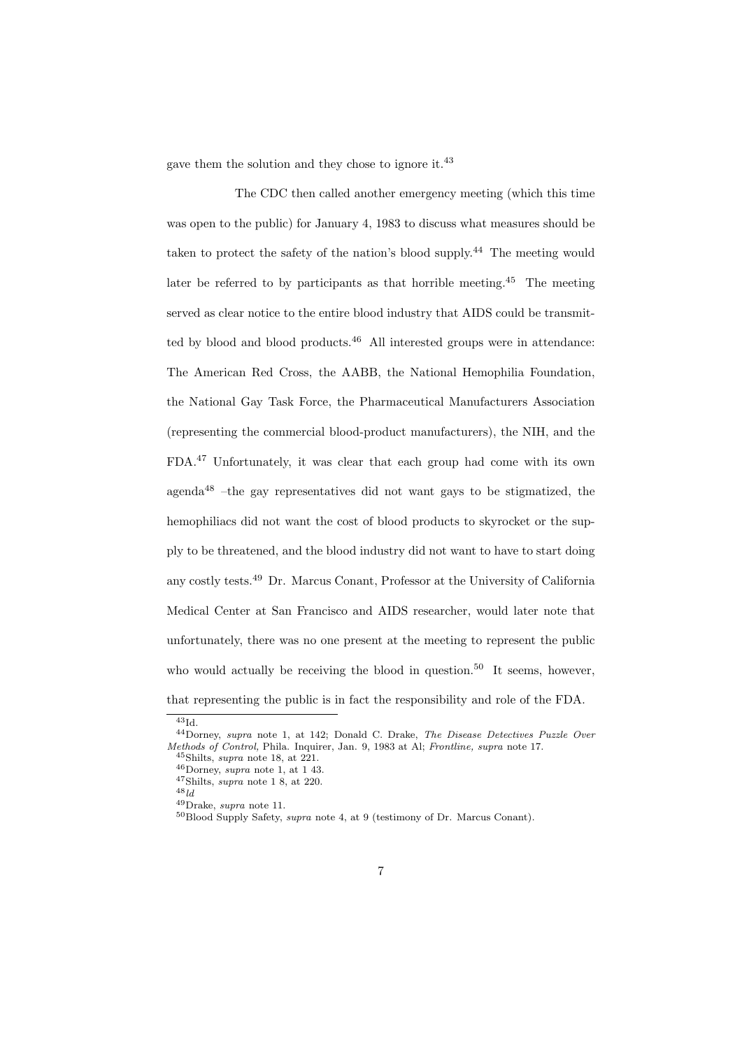gave them the solution and they chose to ignore it.[43]

The CDC then called another emergency meeting (which this time was open to the public) for January 4, 1983 to discuss what measures should be taken to protect the safety of the nation's blood supply.[44] The meeting would later be referred to by participants as that horrible meeting.[45] The meeting served as clear notice to the entire blood industry that AIDS could be transmitted by blood and blood products.[46] All interested groups were in attendance: The American Red Cross, the AABB, the National Hemophilia Foundation, the National Gay Task Force, the Pharmaceutical Manufacturers Association (representing the commercial blood-product manufacturers), the NIH, and the FDA.[47] Unfortunately, it was clear that each group had come with its own agenda[48] –the gay representatives did not want gays to be stigmatized, the hemophiliacs did not want the cost of blood products to skyrocket or the supply to be threatened, and the blood industry did not want to have to start doing any costly tests.[49] Dr. Marcus Conant, Professor at the University of California Medical Center at San Francisco and AIDS researcher, would later note that unfortunately, there was no one present at the meeting to represent the public who would actually be receiving the blood in question.[50] It seems, however, that representing the public is in fact the responsibility and role of the FDA.

---

[43] Id.

[44] Dorney, *supra* note 1, at 142; Donald C. Drake, *The Disease Detectives Puzzle Over Methods of Control,* Phila. Inquirer, Jan. 9, 1983 at Al; *Frontline, supra* note 17.

[45] Shilts, *supra* note 18, at 221.

[46] Dorney, *supra* note 1, at 1 43.

[47] Shilts, *supra* note 1 8, at 220.

[48] *ld*

[49] Drake, *supra* note 11.

[50] Blood Supply Safety, *supra* note 4, at 9 (testimony of Dr. Marcus Conant).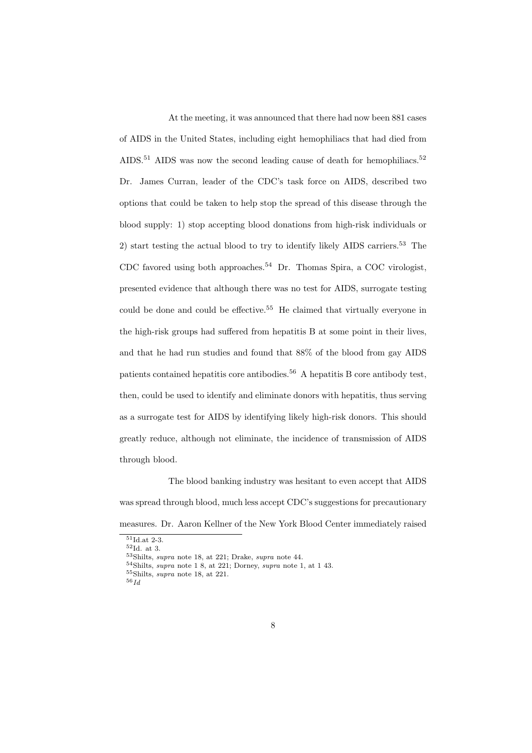At the meeting, it was announced that there had now been 881 cases of AIDS in the United States, including eight hemophiliacs that had died from AIDS.[51] AIDS was now the second leading cause of death for hemophiliacs.[52] Dr. James Curran, leader of the CDC's task force on AIDS, described two options that could be taken to help stop the spread of this disease through the blood supply: 1) stop accepting blood donations from high-risk individuals or 2) start testing the actual blood to try to identify likely AIDS carriers.[53] The CDC favored using both approaches.[54] Dr. Thomas Spira, a COC virologist, presented evidence that although there was no test for AIDS, surrogate testing could be done and could be effective.[55] He claimed that virtually everyone in the high-risk groups had suffered from hepatitis B at some point in their lives, and that he had run studies and found that 88% of the blood from gay AIDS patients contained hepatitis core antibodies.[56] A hepatitis B core antibody test, then, could be used to identify and eliminate donors with hepatitis, thus serving as a surrogate test for AIDS by identifying likely high-risk donors. This should greatly reduce, although not eliminate, the incidence of transmission of AIDS through blood.

The blood banking industry was hesitant to even accept that AIDS was spread through blood, much less accept CDC's suggestions for precautionary measures. Dr. Aaron Kellner of the New York Blood Center immediately raised

---

[51] Id.at 2-3.
[52] Id. at 3.
[53] Shilts, *supra* note 18, at 221; Drake, *supra* note 44.
[54] Shilts, *supra* note 1 8, at 221; Dorney, *supra* note 1, at 1 43.
[55] Shilts, *supra* note 18, at 221.
[56] *Id*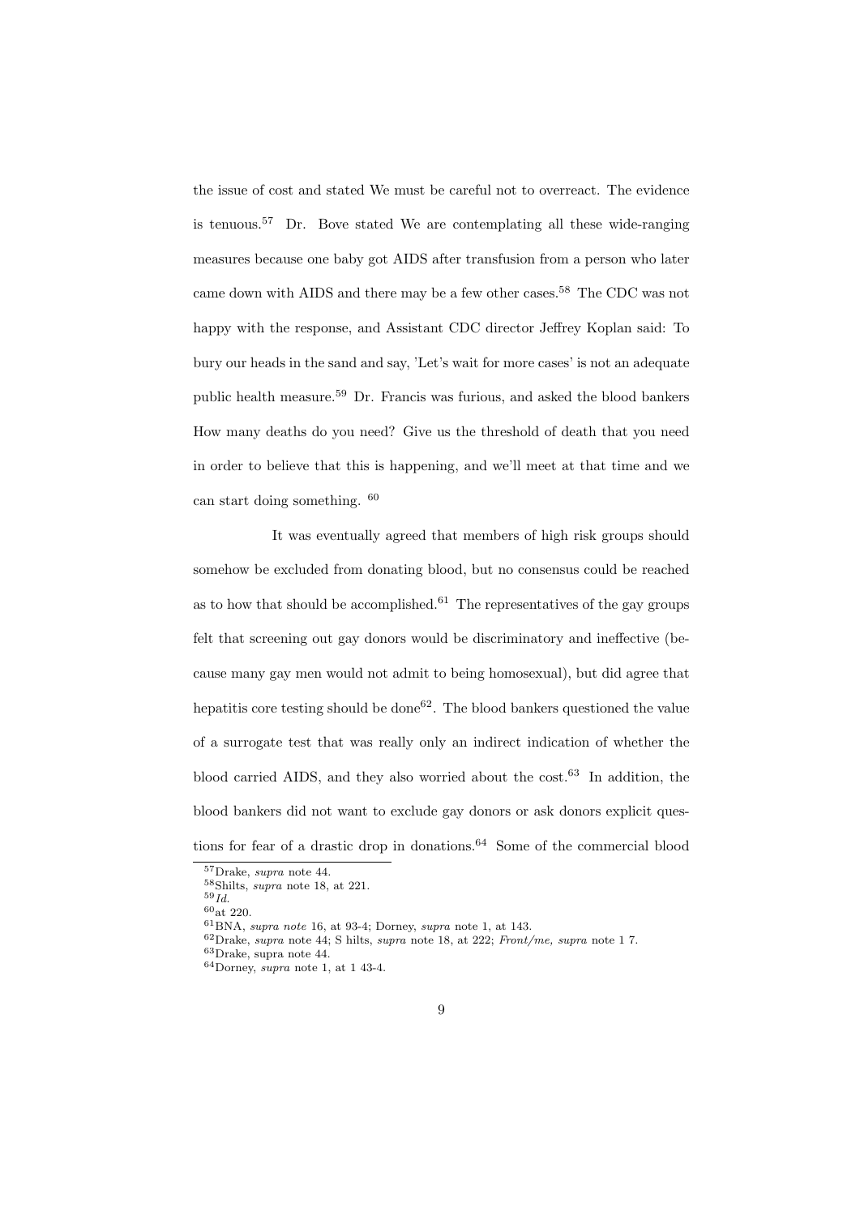the issue of cost and stated We must be careful not to overreact. The evidence is tenuous.[57] Dr. Bove stated We are contemplating all these wide-ranging measures because one baby got AIDS after transfusion from a person who later came down with AIDS and there may be a few other cases.[58] The CDC was not happy with the response, and Assistant CDC director Jeffrey Koplan said: To bury our heads in the sand and say, 'Let's wait for more cases' is not an adequate public health measure.[59] Dr. Francis was furious, and asked the blood bankers How many deaths do you need? Give us the threshold of death that you need in order to believe that this is happening, and we'll meet at that time and we can start doing something. [60]

It was eventually agreed that members of high risk groups should somehow be excluded from donating blood, but no consensus could be reached as to how that should be accomplished.[61] The representatives of the gay groups felt that screening out gay donors would be discriminatory and ineffective (because many gay men would not admit to being homosexual), but did agree that hepatitis core testing should be done[62]. The blood bankers questioned the value of a surrogate test that was really only an indirect indication of whether the blood carried AIDS, and they also worried about the cost.[63] In addition, the blood bankers did not want to exclude gay donors or ask donors explicit questions for fear of a drastic drop in donations.[64] Some of the commercial blood

[57] Drake, *supra* note 44.
[58] Shilts, *supra* note 18, at 221.
[59] *Id.*
[60] at 220.
[61] BNA, *supra note* 16, at 93-4; Dorney, *supra* note 1, at 143.
[62] Drake, *supra* note 44; S hilts, *supra* note 18, at 222; *Front/me, supra* note 1 7.
[63] Drake, supra note 44.
[64] Dorney, *supra* note 1, at 1 43-4.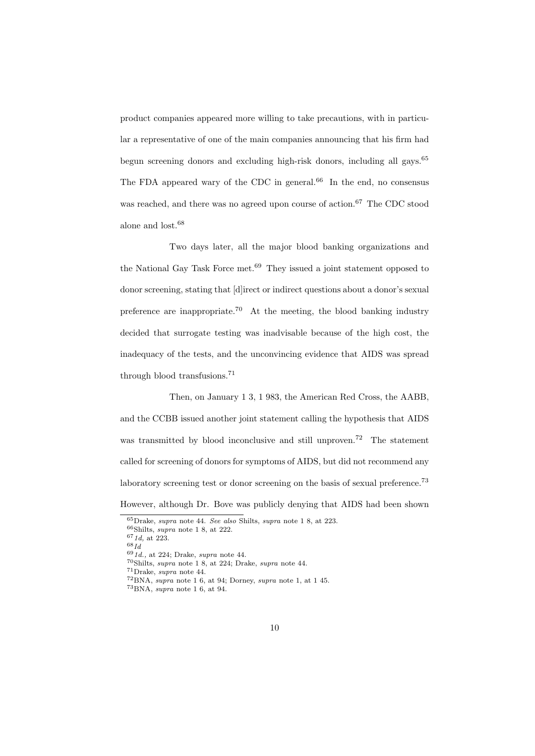product companies appeared more willing to take precautions, with in particular a representative of one of the main companies announcing that his firm had begun screening donors and excluding high-risk donors, including all gays.[65] The FDA appeared wary of the CDC in general.[66] In the end, no consensus was reached, and there was no agreed upon course of action.[67] The CDC stood alone and lost.[68]

Two days later, all the major blood banking organizations and the National Gay Task Force met.[69] They issued a joint statement opposed to donor screening, stating that [d]irect or indirect questions about a donor's sexual preference are inappropriate.[70] At the meeting, the blood banking industry decided that surrogate testing was inadvisable because of the high cost, the inadequacy of the tests, and the unconvincing evidence that AIDS was spread through blood transfusions.[71]

Then, on January 1 3, 1 983, the American Red Cross, the AABB, and the CCBB issued another joint statement calling the hypothesis that AIDS was transmitted by blood inconclusive and still unproven.[72] The statement called for screening of donors for symptoms of AIDS, but did not recommend any laboratory screening test or donor screening on the basis of sexual preference.[73] However, although Dr. Bove was publicly denying that AIDS had been shown

---

[65] Drake, *supra* note 44. *See also* Shilts, *supra* note 1 8, at 223.
[66] Shilts, *supra* note 1 8, at 222.
[67] *1d,* at 223.
[68] *Id*
[69] *1d.,* at 224; Drake, *supra* note 44.
[70] Shilts, *supra* note 1 8, at 224; Drake, *supra* note 44.
[71] Drake, *supra* note 44.
[72] BNA, *supra* note 1 6, at 94; Dorney, *supra* note 1, at 1 45.
[73] BNA, *supra* note 1 6, at 94.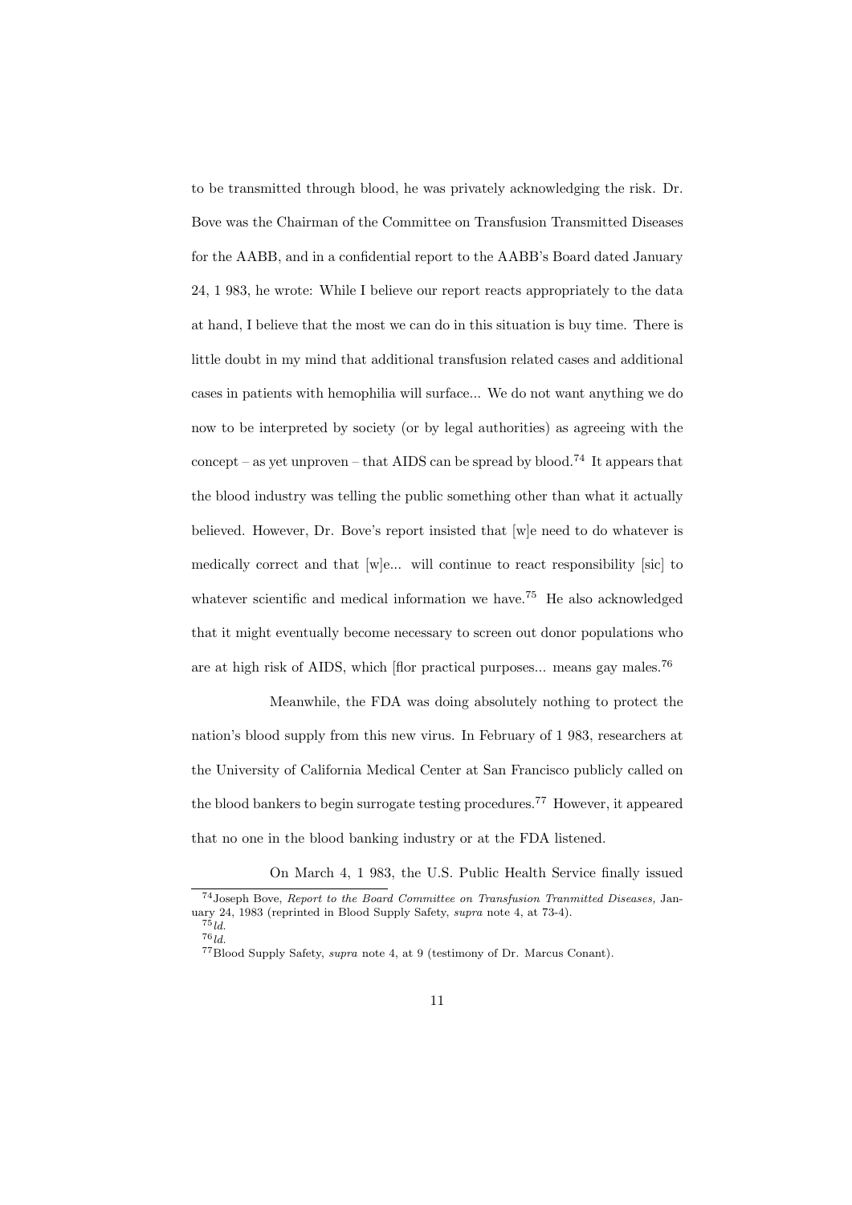to be transmitted through blood, he was privately acknowledging the risk. Dr. Bove was the Chairman of the Committee on Transfusion Transmitted Diseases for the AABB, and in a confidential report to the AABB's Board dated January 24, 1 983, he wrote: While I believe our report reacts appropriately to the data at hand, I believe that the most we can do in this situation is buy time. There is little doubt in my mind that additional transfusion related cases and additional cases in patients with hemophilia will surface... We do not want anything we do now to be interpreted by society (or by legal authorities) as agreeing with the concept – as yet unproven – that AIDS can be spread by blood.[74] It appears that the blood industry was telling the public something other than what it actually believed. However, Dr. Bove's report insisted that [w]e need to do whatever is medically correct and that [w]e... will continue to react responsibility [sic] to whatever scientific and medical information we have.[75] He also acknowledged that it might eventually become necessary to screen out donor populations who are at high risk of AIDS, which [flor practical purposes... means gay males.[76]

Meanwhile, the FDA was doing absolutely nothing to protect the nation's blood supply from this new virus. In February of 1 983, researchers at the University of California Medical Center at San Francisco publicly called on the blood bankers to begin surrogate testing procedures.[77] However, it appeared that no one in the blood banking industry or at the FDA listened.

On March 4, 1 983, the U.S. Public Health Service finally issued

[74] Joseph Bove, *Report to the Board Committee on Transfusion Tranmitted Diseases,* January 24, 1983 (reprinted in Blood Supply Safety, *supra* note 4, at 73-4).

[75] *ld.*

[76] *ld.*

[77] Blood Supply Safety, *supra* note 4, at 9 (testimony of Dr. Marcus Conant).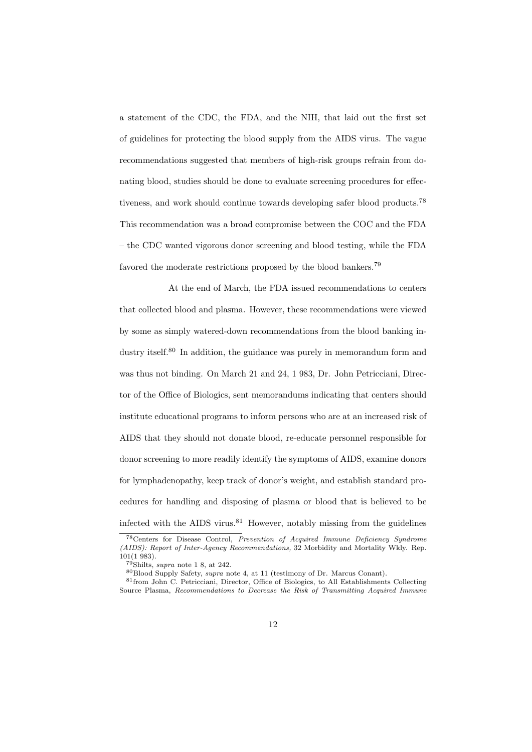a statement of the CDC, the FDA, and the NIH, that laid out the first set of guidelines for protecting the blood supply from the AIDS virus. The vague recommendations suggested that members of high-risk groups refrain from donating blood, studies should be done to evaluate screening procedures for effectiveness, and work should continue towards developing safer blood products.[78] This recommendation was a broad compromise between the COC and the FDA – the CDC wanted vigorous donor screening and blood testing, while the FDA favored the moderate restrictions proposed by the blood bankers.[79]

At the end of March, the FDA issued recommendations to centers that collected blood and plasma. However, these recommendations were viewed by some as simply watered-down recommendations from the blood banking industry itself.[80] In addition, the guidance was purely in memorandum form and was thus not binding. On March 21 and 24, 1 983, Dr. John Petricciani, Director of the Office of Biologics, sent memorandums indicating that centers should institute educational programs to inform persons who are at an increased risk of AIDS that they should not donate blood, re-educate personnel responsible for donor screening to more readily identify the symptoms of AIDS, examine donors for lymphadenopathy, keep track of donor's weight, and establish standard procedures for handling and disposing of plasma or blood that is believed to be infected with the AIDS virus.[81] However, notably missing from the guidelines

---

[78] Centers for Disease Control, *Prevention of Acquired Immune Deficiency Syndrome (AIDS): Report of Inter-Agency Recommendations,* 32 Morbidity and Mortality Wkly. Rep. 101(1 983).

[79] Shilts, *supra* note 1 8, at 242.

[80] Blood Supply Safety, *supra* note 4, at 11 (testimony of Dr. Marcus Conant).

[81] from John C. Petricciani, Director, Office of Biologics, to All Establishments Collecting Source Plasma, *Recommendations to Decrease the Risk of Transmitting Acquired Immune*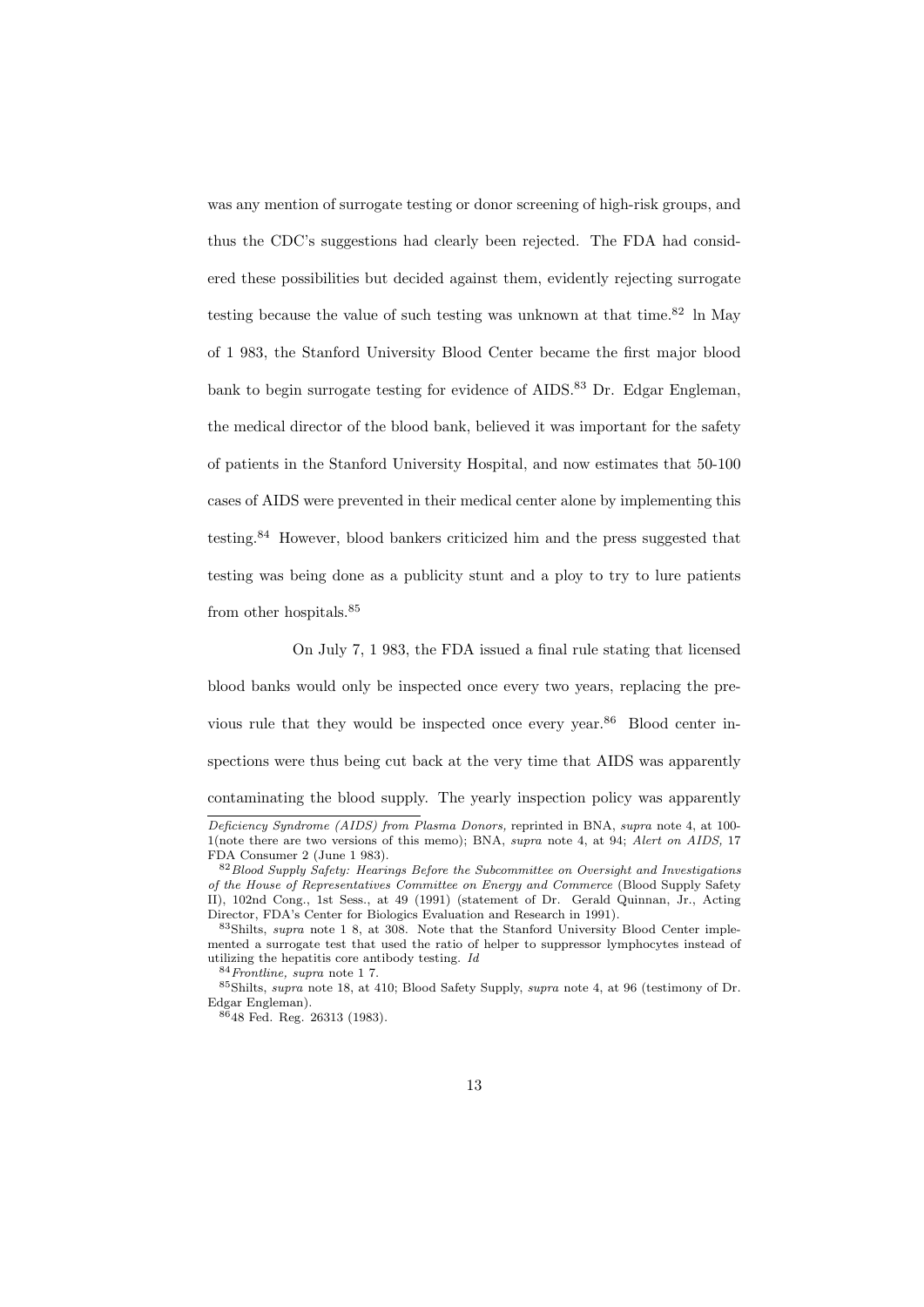was any mention of surrogate testing or donor screening of high-risk groups, and thus the CDC's suggestions had clearly been rejected. The FDA had considered these possibilities but decided against them, evidently rejecting surrogate testing because the value of such testing was unknown at that time.[82] ln May of 1 983, the Stanford University Blood Center became the first major blood bank to begin surrogate testing for evidence of AIDS.[83] Dr. Edgar Engleman, the medical director of the blood bank, believed it was important for the safety of patients in the Stanford University Hospital, and now estimates that 50-100 cases of AIDS were prevented in their medical center alone by implementing this testing.[84] However, blood bankers criticized him and the press suggested that testing was being done as a publicity stunt and a ploy to try to lure patients from other hospitals.[85]

On July 7, 1 983, the FDA issued a final rule stating that licensed blood banks would only be inspected once every two years, replacing the previous rule that they would be inspected once every year.[86] Blood center inspections were thus being cut back at the very time that AIDS was apparently contaminating the blood supply. The yearly inspection policy was apparently

---

*Deficiency Syndrome (AIDS) from Plasma Donors,* reprinted in BNA, *supra* note 4, at 100-1(note there are two versions of this memo); BNA, *supra* note 4, at 94; *Alert on AIDS,* 17 FDA Consumer 2 (June 1 983).

[82] *Blood Supply Safety: Hearings Before the Subcommittee on Oversight and Investigations of the House of Representatives Committee on Energy and Commerce* (Blood Supply Safety II), 102nd Cong., 1st Sess., at 49 (1991) (statement of Dr. Gerald Quinnan, Jr., Acting Director, FDA's Center for Biologics Evaluation and Research in 1991).

[83] Shilts, *supra* note 1 8, at 308. Note that the Stanford University Blood Center implemented a surrogate test that used the ratio of helper to suppressor lymphocytes instead of utilizing the hepatitis core antibody testing. *Id*

[84] *Frontline, supra* note 1 7.

[85] Shilts, *supra* note 18, at 410; Blood Safety Supply, *supra* note 4, at 96 (testimony of Dr. Edgar Engleman).

[86] 48 Fed. Reg. 26313 (1983).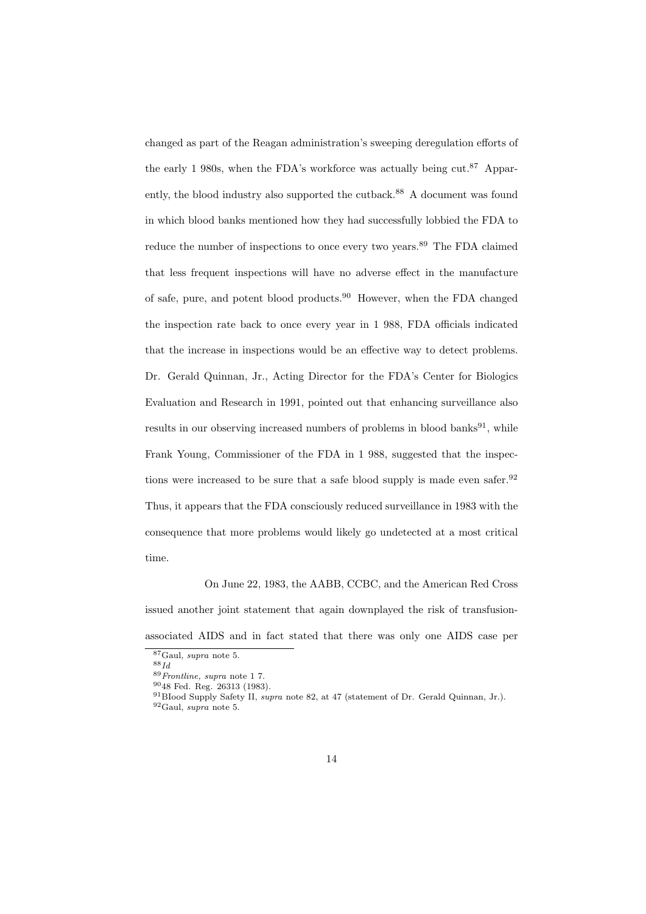changed as part of the Reagan administration's sweeping deregulation efforts of the early 1 980s, when the FDA's workforce was actually being cut.[87] Apparently, the blood industry also supported the cutback.[88] A document was found in which blood banks mentioned how they had successfully lobbied the FDA to reduce the number of inspections to once every two years.[89] The FDA claimed that less frequent inspections will have no adverse effect in the manufacture of safe, pure, and potent blood products.[90] However, when the FDA changed the inspection rate back to once every year in 1 988, FDA officials indicated that the increase in inspections would be an effective way to detect problems. Dr. Gerald Quinnan, Jr., Acting Director for the FDA's Center for Biologics Evaluation and Research in 1991, pointed out that enhancing surveillance also results in our observing increased numbers of problems in blood banks[91], while Frank Young, Commissioner of the FDA in 1 988, suggested that the inspections were increased to be sure that a safe blood supply is made even safer.[92] Thus, it appears that the FDA consciously reduced surveillance in 1983 with the consequence that more problems would likely go undetected at a most critical time.

On June 22, 1983, the AABB, CCBC, and the American Red Cross issued another joint statement that again downplayed the risk of transfusion-associated AIDS and in fact stated that there was only one AIDS case per

---

[87] Gaul, *supra* note 5.

[88] *Id*

[89] *Frontline, supra* note 1 7.

[90] 48 Fed. Reg. 26313 (1983).

[91] BIood Supply Safety II, *supra* note 82, at 47 (statement of Dr. Gerald Quinnan, Jr.).

[92] Gaul, *supra* note 5.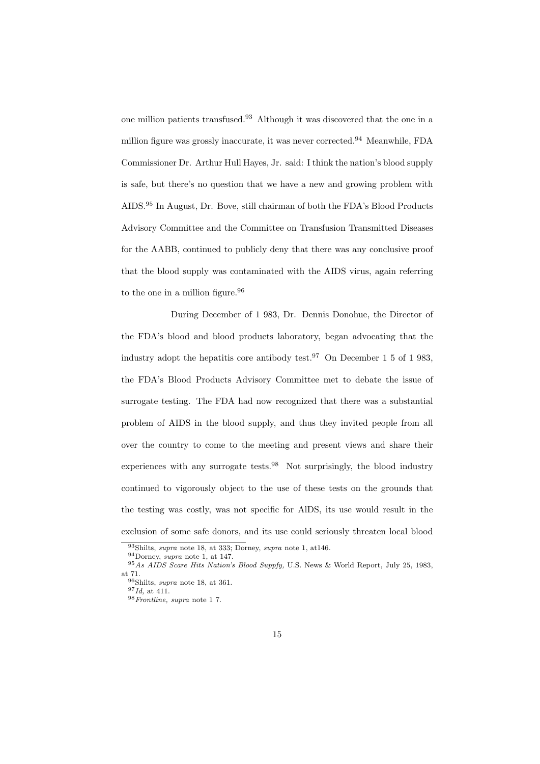one million patients transfused.[93] Although it was discovered that the one in a million figure was grossly inaccurate, it was never corrected.[94] Meanwhile, FDA Commissioner Dr. Arthur Hull Hayes, Jr. said: I think the nation's blood supply is safe, but there's no question that we have a new and growing problem with AIDS.[95] In August, Dr. Bove, still chairman of both the FDA's Blood Products Advisory Committee and the Committee on Transfusion Transmitted Diseases for the AABB, continued to publicly deny that there was any conclusive proof that the blood supply was contaminated with the AIDS virus, again referring to the one in a million figure.[96]

During December of 1 983, Dr. Dennis Donohue, the Director of the FDA's blood and blood products laboratory, began advocating that the industry adopt the hepatitis core antibody test.[97] On December 1 5 of 1 983, the FDA's Blood Products Advisory Committee met to debate the issue of surrogate testing. The FDA had now recognized that there was a substantial problem of AIDS in the blood supply, and thus they invited people from all over the country to come to the meeting and present views and share their experiences with any surrogate tests.[98] Not surprisingly, the blood industry continued to vigorously object to the use of these tests on the grounds that the testing was costly, was not specific for AIDS, its use would result in the exclusion of some safe donors, and its use could seriously threaten local blood

---

[93] Shilts, *supra* note 18, at 333; Dorney, *supra* note 1, at146.

[94] Dorney, *supra* note 1, at 147.

[95] *As AIDS Scare Hits Nation's Blood Suppfy,* U.S. News & World Report, July 25, 1983, at 71.

[96] Shilts, *supra* note 18, at 361.

[97] *Id,* at 411.

[98] *Frontline, supra* note 1 7.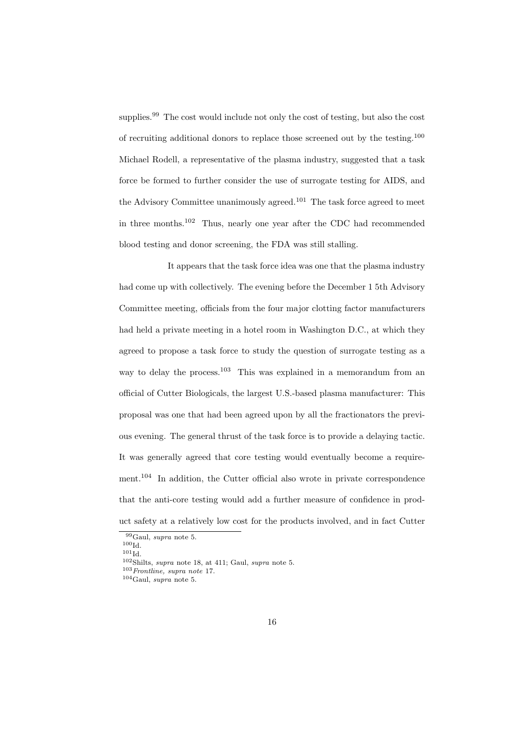supplies.[99] The cost would include not only the cost of testing, but also the cost of recruiting additional donors to replace those screened out by the testing.[100] Michael Rodell, a representative of the plasma industry, suggested that a task force be formed to further consider the use of surrogate testing for AIDS, and the Advisory Committee unanimously agreed.[101] The task force agreed to meet in three months.[102] Thus, nearly one year after the CDC had recommended blood testing and donor screening, the FDA was still stalling.

It appears that the task force idea was one that the plasma industry had come up with collectively. The evening before the December 1 5th Advisory Committee meeting, officials from the four major clotting factor manufacturers had held a private meeting in a hotel room in Washington D.C., at which they agreed to propose a task force to study the question of surrogate testing as a way to delay the process.[103] This was explained in a memorandum from an official of Cutter Biologicals, the largest U.S.-based plasma manufacturer: This proposal was one that had been agreed upon by all the fractionators the previous evening. The general thrust of the task force is to provide a delaying tactic. It was generally agreed that core testing would eventually become a requirement.[104] In addition, the Cutter official also wrote in private correspondence that the anti-core testing would add a further measure of confidence in product safety at a relatively low cost for the products involved, and in fact Cutter

---

[99] Gaul, *supra* note 5.

[100] Id.

[101] Id.

[102] Shilts, *supra* note 18, at 411; Gaul, *supra* note 5.

[103] *Frontline, supra note* 17.

[104] Gaul, *supra* note 5.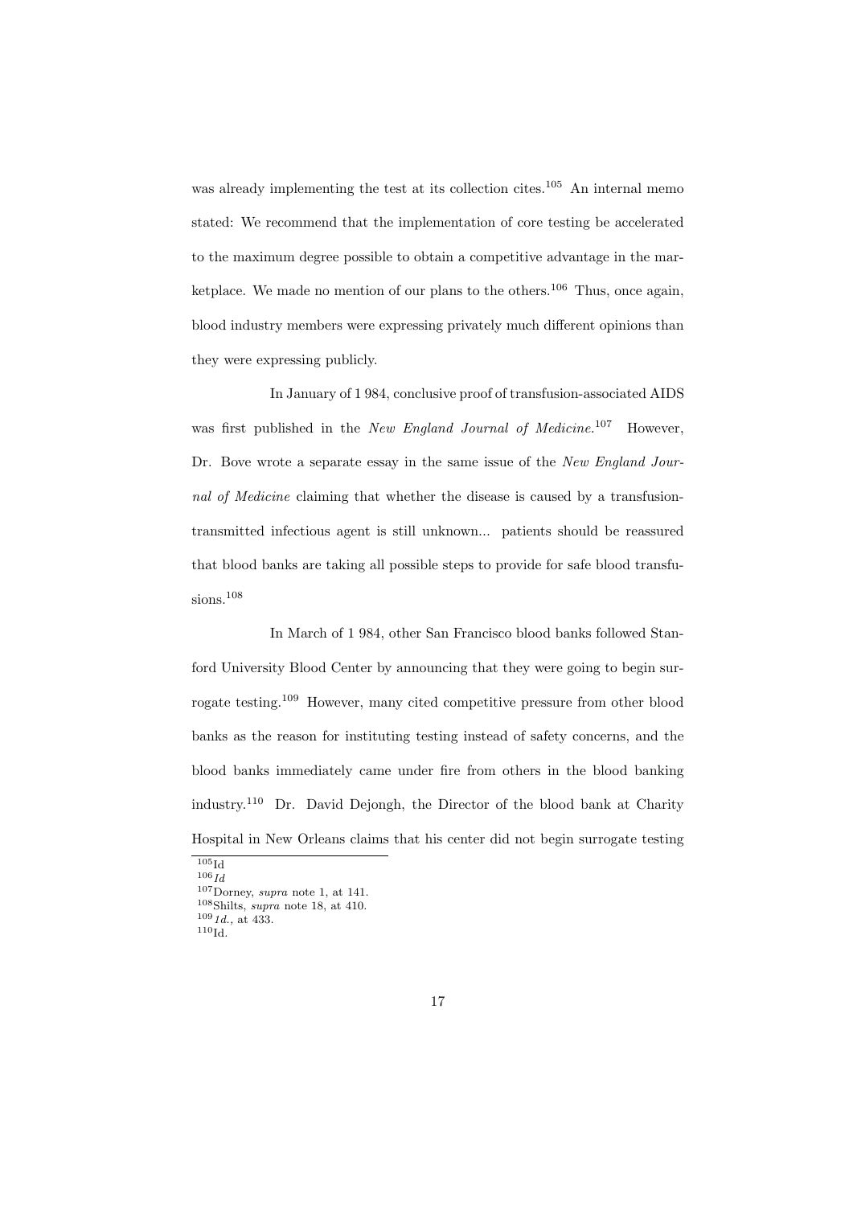was already implementing the test at its collection cites.[105] An internal memo stated: We recommend that the implementation of core testing be accelerated to the maximum degree possible to obtain a competitive advantage in the marketplace. We made no mention of our plans to the others.[106] Thus, once again, blood industry members were expressing privately much different opinions than they were expressing publicly.

In January of 1 984, conclusive proof of transfusion-associated AIDS was first published in the *New England Journal of Medicine*.[107] However, Dr. Bove wrote a separate essay in the same issue of the *New England Journal of Medicine* claiming that whether the disease is caused by a transfusion-transmitted infectious agent is still unknown... patients should be reassured that blood banks are taking all possible steps to provide for safe blood transfusions.[108]

In March of 1 984, other San Francisco blood banks followed Stanford University Blood Center by announcing that they were going to begin surrogate testing.[109] However, many cited competitive pressure from other blood banks as the reason for instituting testing instead of safety concerns, and the blood banks immediately came under fire from others in the blood banking industry.[110] Dr. David Dejongh, the Director of the blood bank at Charity Hospital in New Orleans claims that his center did not begin surrogate testing

---

[105] Id

[106] *Id*

[107] Dorney, *supra* note 1, at 141.

[108] Shilts, *supra* note 18, at 410.

[109] *Id.*, at 433.

[110] Id.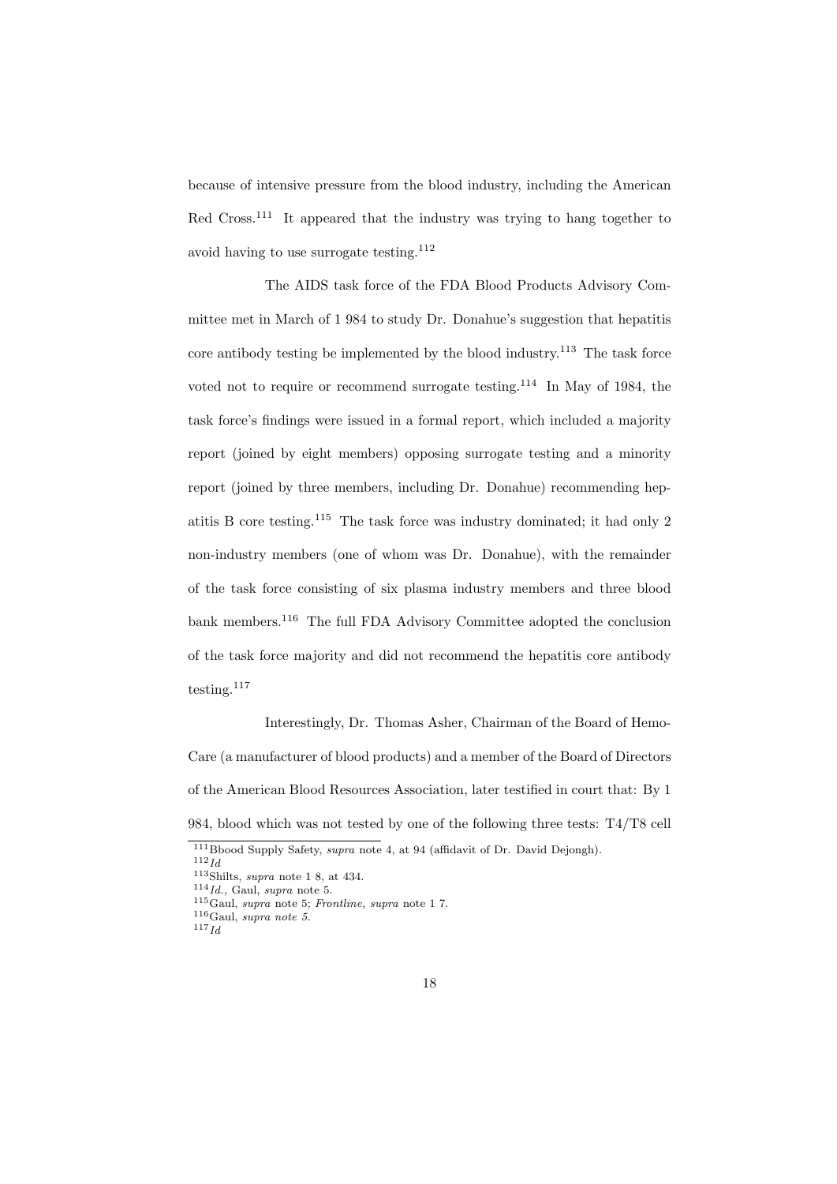because of intensive pressure from the blood industry, including the American Red Cross.[111] It appeared that the industry was trying to hang together to avoid having to use surrogate testing.[112]

The AIDS task force of the FDA Blood Products Advisory Committee met in March of 1 984 to study Dr. Donahue's suggestion that hepatitis core antibody testing be implemented by the blood industry.[113] The task force voted not to require or recommend surrogate testing.[114] In May of 1984, the task force's findings were issued in a formal report, which included a majority report (joined by eight members) opposing surrogate testing and a minority report (joined by three members, including Dr. Donahue) recommending hepatitis B core testing.[115] The task force was industry dominated; it had only 2 non-industry members (one of whom was Dr. Donahue), with the remainder of the task force consisting of six plasma industry members and three blood bank members.[116] The full FDA Advisory Committee adopted the conclusion of the task force majority and did not recommend the hepatitis core antibody testing.[117]

Interestingly, Dr. Thomas Asher, Chairman of the Board of Hemo-Care (a manufacturer of blood products) and a member of the Board of Directors of the American Blood Resources Association, later testified in court that: By 1 984, blood which was not tested by one of the following three tests: T4/T8 cell

---

[111] Bbood Supply Safety, *supra* note 4, at 94 (affidavit of Dr. David Dejongh).

[112] *Id*

[113] Shilts, *supra* note 1 8, at 434.

[114] *Id.*, Gaul, *supra* note 5.

[115] Gaul, *supra* note 5; *Frontline, supra* note 1 7.

[116] Gaul, *supra note 5.*

[117] *Id*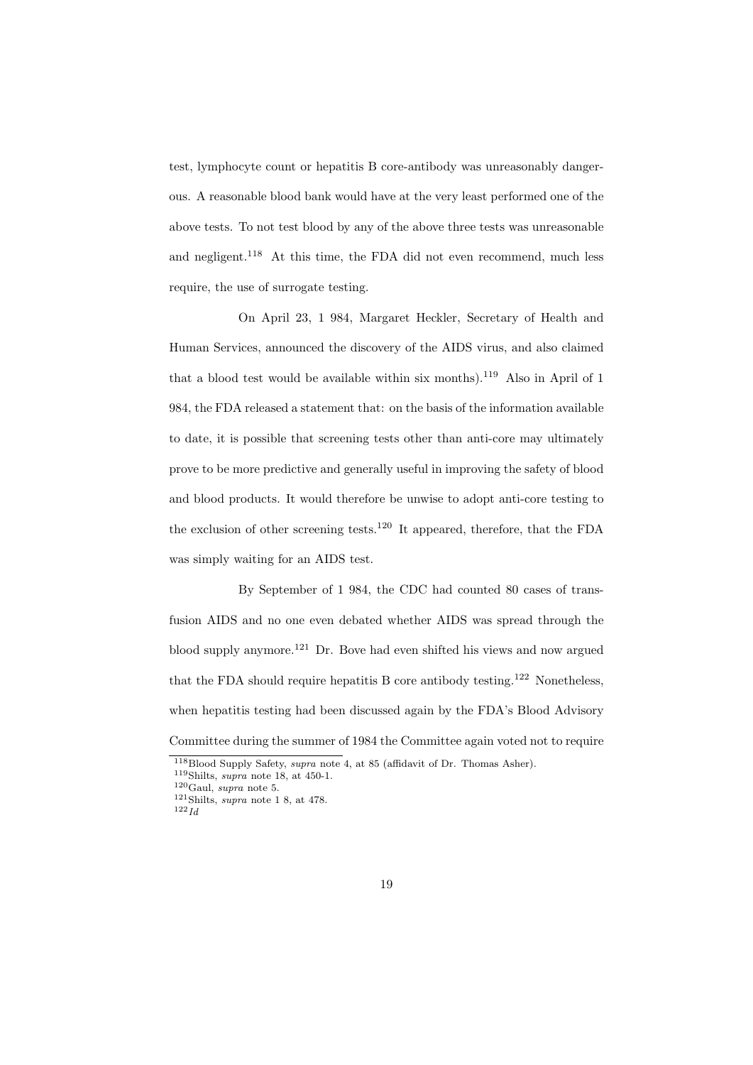test, lymphocyte count or hepatitis B core-antibody was unreasonably dangerous. A reasonable blood bank would have at the very least performed one of the above tests. To not test blood by any of the above three tests was unreasonable and negligent.[118] At this time, the FDA did not even recommend, much less require, the use of surrogate testing.

On April 23, 1 984, Margaret Heckler, Secretary of Health and Human Services, announced the discovery of the AIDS virus, and also claimed that a blood test would be available within six months).[119] Also in April of 1 984, the FDA released a statement that: on the basis of the information available to date, it is possible that screening tests other than anti-core may ultimately prove to be more predictive and generally useful in improving the safety of blood and blood products. It would therefore be unwise to adopt anti-core testing to the exclusion of other screening tests.[120] It appeared, therefore, that the FDA was simply waiting for an AIDS test.

By September of 1 984, the CDC had counted 80 cases of transfusion AIDS and no one even debated whether AIDS was spread through the blood supply anymore.[121] Dr. Bove had even shifted his views and now argued that the FDA should require hepatitis B core antibody testing.[122] Nonetheless, when hepatitis testing had been discussed again by the FDA's Blood Advisory Committee during the summer of 1984 the Committee again voted not to require

[118] Blood Supply Safety, *supra* note 4, at 85 (affidavit of Dr. Thomas Asher).

[119] Shilts, *supra* note 18, at 450-1.

[120] Gaul, *supra* note 5.

[121] Shilts, *supra* note 1 8, at 478.

[122] *Id*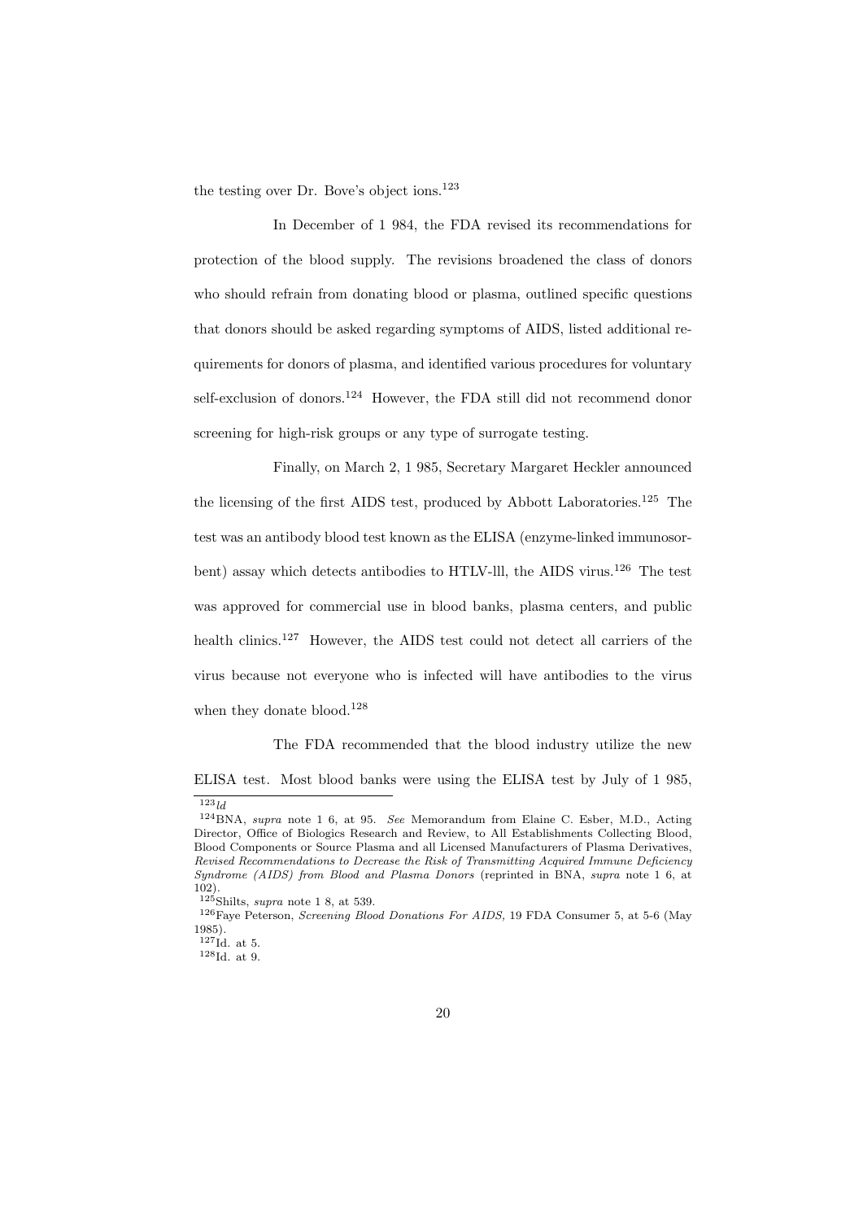the testing over Dr. Bove's object ions.[123]

In December of 1 984, the FDA revised its recommendations for protection of the blood supply. The revisions broadened the class of donors who should refrain from donating blood or plasma, outlined specific questions that donors should be asked regarding symptoms of AIDS, listed additional requirements for donors of plasma, and identified various procedures for voluntary self-exclusion of donors.[124] However, the FDA still did not recommend donor screening for high-risk groups or any type of surrogate testing.

Finally, on March 2, 1 985, Secretary Margaret Heckler announced the licensing of the first AIDS test, produced by Abbott Laboratories.[125] The test was an antibody blood test known as the ELISA (enzyme-linked immunosorbent) assay which detects antibodies to HTLV-lll, the AIDS virus.[126] The test was approved for commercial use in blood banks, plasma centers, and public health clinics.[127] However, the AIDS test could not detect all carriers of the virus because not everyone who is infected will have antibodies to the virus when they donate blood.[128]

The FDA recommended that the blood industry utilize the new ELISA test. Most blood banks were using the ELISA test by July of 1 985,

---

[123] *Id*

[124] BNA, *supra* note 1 6, at 95. *See* Memorandum from Elaine C. Esber, M.D., Acting Director, Office of Biologics Research and Review, to All Establishments Collecting Blood, Blood Components or Source Plasma and all Licensed Manufacturers of Plasma Derivatives, *Revised Recommendations to Decrease the Risk of Transmitting Acquired Immune Deficiency Syndrome (AIDS) from Blood and Plasma Donors* (reprinted in BNA, *supra* note 1 6, at 102).

[125] Shilts, *supra* note 1 8, at 539.

[126] Faye Peterson, *Screening Blood Donations For AIDS,* 19 FDA Consumer 5, at 5-6 (May 1985).

[127] Id. at 5.

[128] Id. at 9.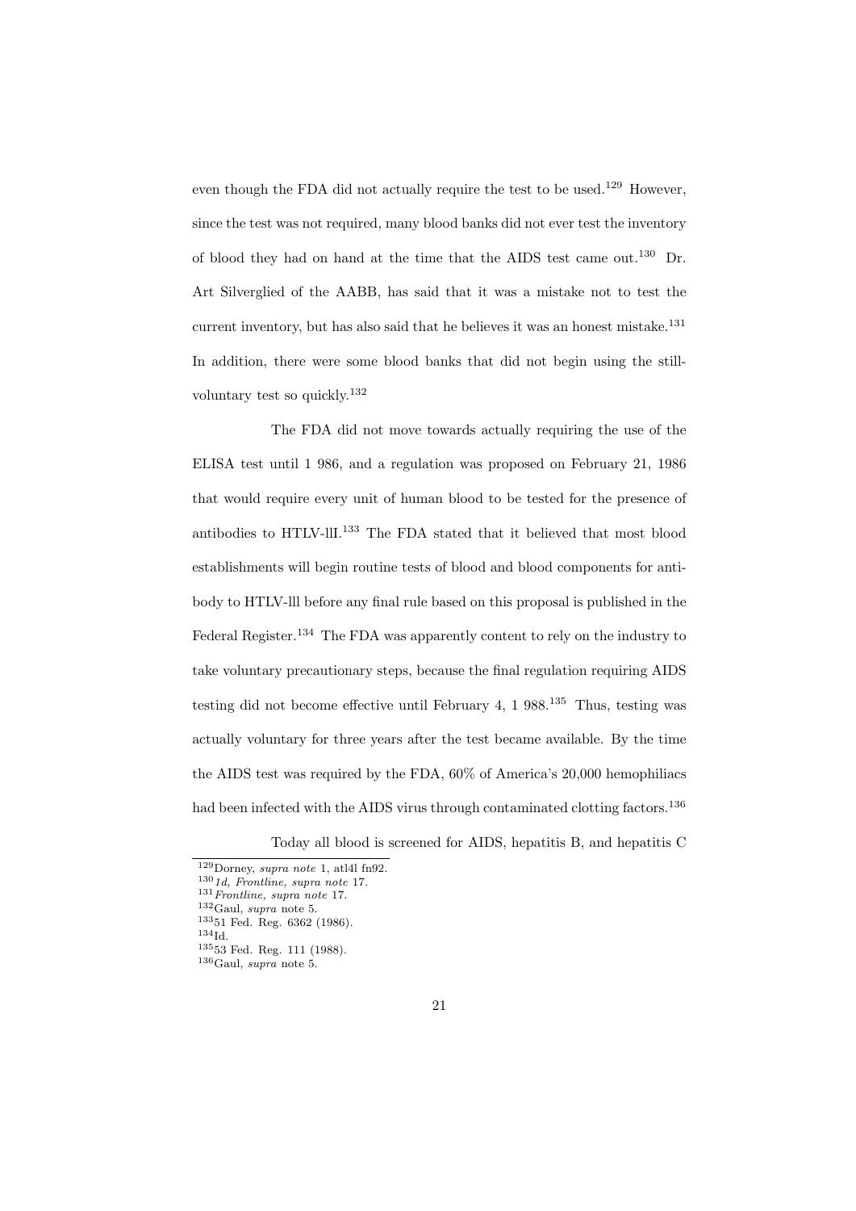even though the FDA did not actually require the test to be used.[129] However, since the test was not required, many blood banks did not ever test the inventory of blood they had on hand at the time that the AIDS test came out.[130] Dr. Art Silverglied of the AABB, has said that it was a mistake not to test the current inventory, but has also said that he believes it was an honest mistake.[131] In addition, there were some blood banks that did not begin using the still-voluntary test so quickly.[132]

The FDA did not move towards actually requiring the use of the ELISA test until 1 986, and a regulation was proposed on February 21, 1986 that would require every unit of human blood to be tested for the presence of antibodies to HTLV-lll.[133] The FDA stated that it believed that most blood establishments will begin routine tests of blood and blood components for antibody to HTLV-lll before any final rule based on this proposal is published in the Federal Register.[134] The FDA was apparently content to rely on the industry to take voluntary precautionary steps, because the final regulation requiring AIDS testing did not become effective until February 4, 1 988.[135] Thus, testing was actually voluntary for three years after the test became available. By the time the AIDS test was required by the FDA, 60% of America's 20,000 hemophiliacs had been infected with the AIDS virus through contaminated clotting factors.[136]

Today all blood is screened for AIDS, hepatitis B, and hepatitis C

---

[129] Dorney, *supra note* 1, atl4l fn92.

[130] *1d, Frontline, supra note* 17.

[131] *Frontline, supra note* 17.

[132] Gaul, *supra* note 5.

[133] 51 Fed. Reg. 6362 (1986).

[134] Id.

[135] 53 Fed. Reg. 111 (1988).

[136] Gaul, *supra* note 5.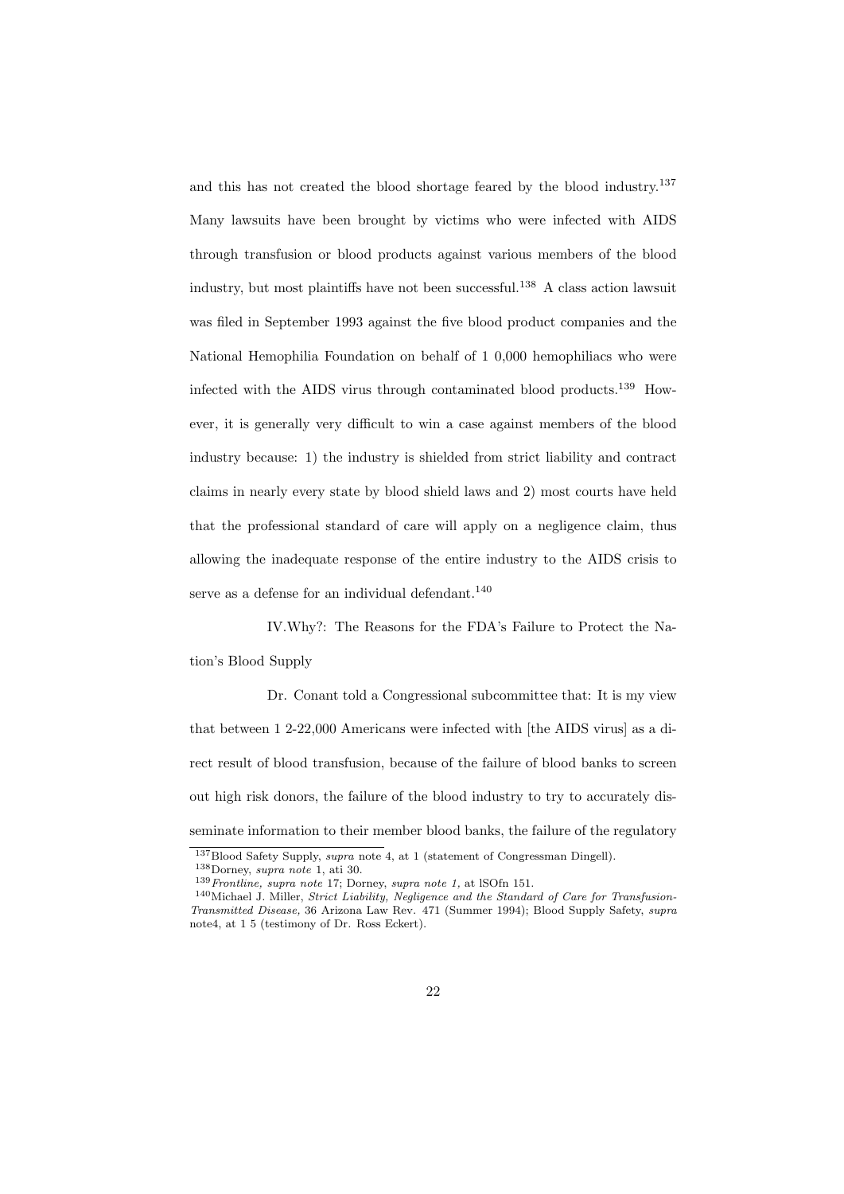and this has not created the blood shortage feared by the blood industry.[137] Many lawsuits have been brought by victims who were infected with AIDS through transfusion or blood products against various members of the blood industry, but most plaintiffs have not been successful.[138] A class action lawsuit was filed in September 1993 against the five blood product companies and the National Hemophilia Foundation on behalf of 1 0,000 hemophiliacs who were infected with the AIDS virus through contaminated blood products.[139] However, it is generally very difficult to win a case against members of the blood industry because: 1) the industry is shielded from strict liability and contract claims in nearly every state by blood shield laws and 2) most courts have held that the professional standard of care will apply on a negligence claim, thus allowing the inadequate response of the entire industry to the AIDS crisis to serve as a defense for an individual defendant.[140]

## IV.Why?: The Reasons for the FDA's Failure to Protect the Nation's Blood Supply

Dr. Conant told a Congressional subcommittee that: It is my view that between 1 2-22,000 Americans were infected with [the AIDS virus] as a direct result of blood transfusion, because of the failure of blood banks to screen out high risk donors, the failure of the blood industry to try to accurately disseminate information to their member blood banks, the failure of the regulatory

---

[137] Blood Safety Supply, *supra* note 4, at 1 (statement of Congressman Dingell).

[138] Dorney, *supra note* 1, ati 30.

[139] *Frontline, supra note* 17; Dorney, *supra note 1,* at lSOfn 151.

[140] Michael J. Miller, *Strict Liability, Negligence and the Standard of Care for Transfusion-Transmitted Disease,* 36 Arizona Law Rev. 471 (Summer 1994); Blood Supply Safety, *supra* note4, at 1 5 (testimony of Dr. Ross Eckert).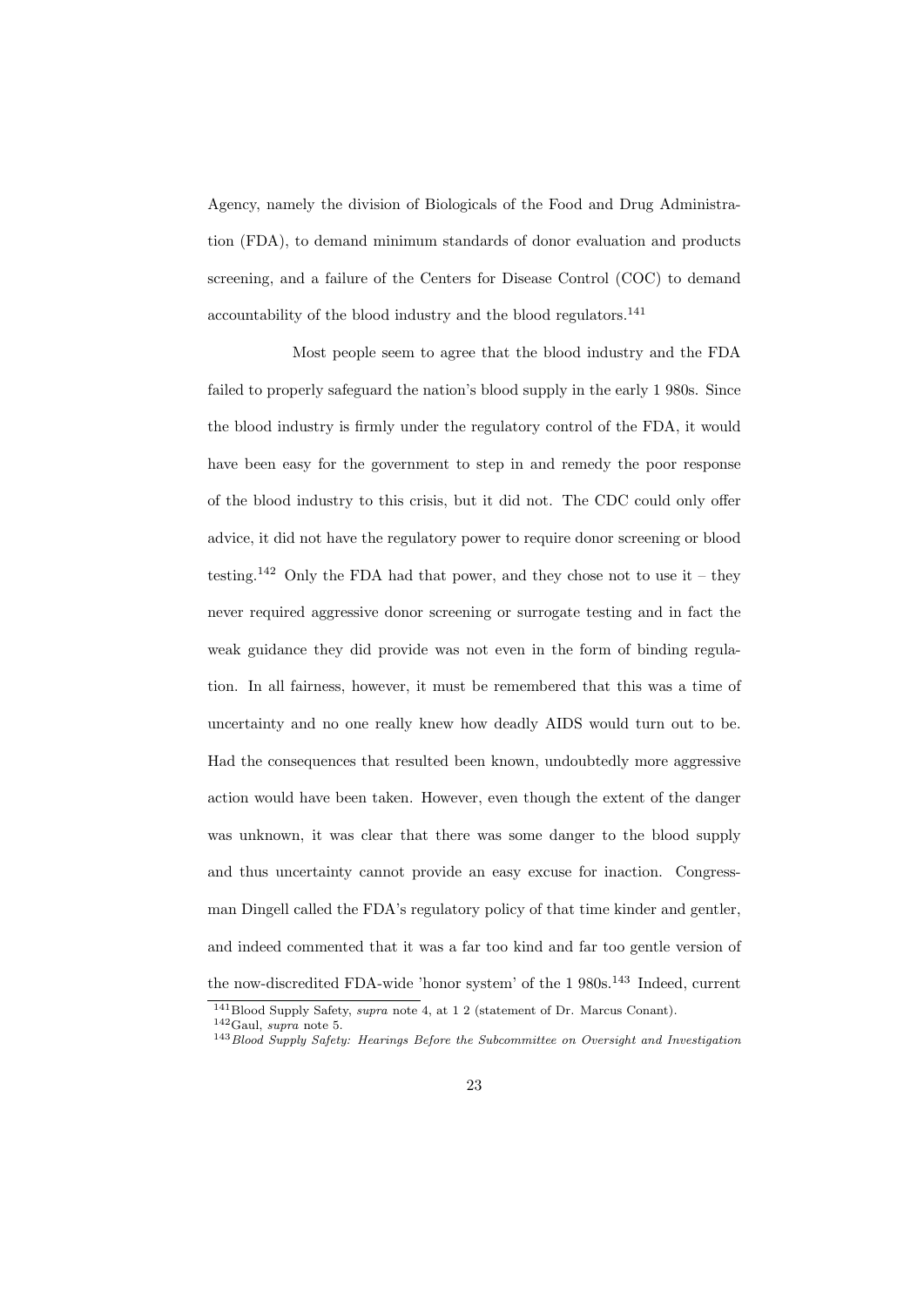Agency, namely the division of Biologicals of the Food and Drug Administration (FDA), to demand minimum standards of donor evaluation and products screening, and a failure of the Centers for Disease Control (COC) to demand accountability of the blood industry and the blood regulators.[141]

Most people seem to agree that the blood industry and the FDA failed to properly safeguard the nation's blood supply in the early 1 980s. Since the blood industry is firmly under the regulatory control of the FDA, it would have been easy for the government to step in and remedy the poor response of the blood industry to this crisis, but it did not. The CDC could only offer advice, it did not have the regulatory power to require donor screening or blood testing.[142] Only the FDA had that power, and they chose not to use it – they never required aggressive donor screening or surrogate testing and in fact the weak guidance they did provide was not even in the form of binding regulation. In all fairness, however, it must be remembered that this was a time of uncertainty and no one really knew how deadly AIDS would turn out to be. Had the consequences that resulted been known, undoubtedly more aggressive action would have been taken. However, even though the extent of the danger was unknown, it was clear that there was some danger to the blood supply and thus uncertainty cannot provide an easy excuse for inaction. Congressman Dingell called the FDA's regulatory policy of that time kinder and gentler, and indeed commented that it was a far too kind and far too gentle version of the now-discredited FDA-wide 'honor system' of the 1 980s.[143] Indeed, current

[141] Blood Supply Safety, *supra* note 4, at 1 2 (statement of Dr. Marcus Conant).

[142] Gaul, *supra* note 5.

[143] *Blood Supply Safety: Hearings Before the Subcommittee on Oversight and Investigation*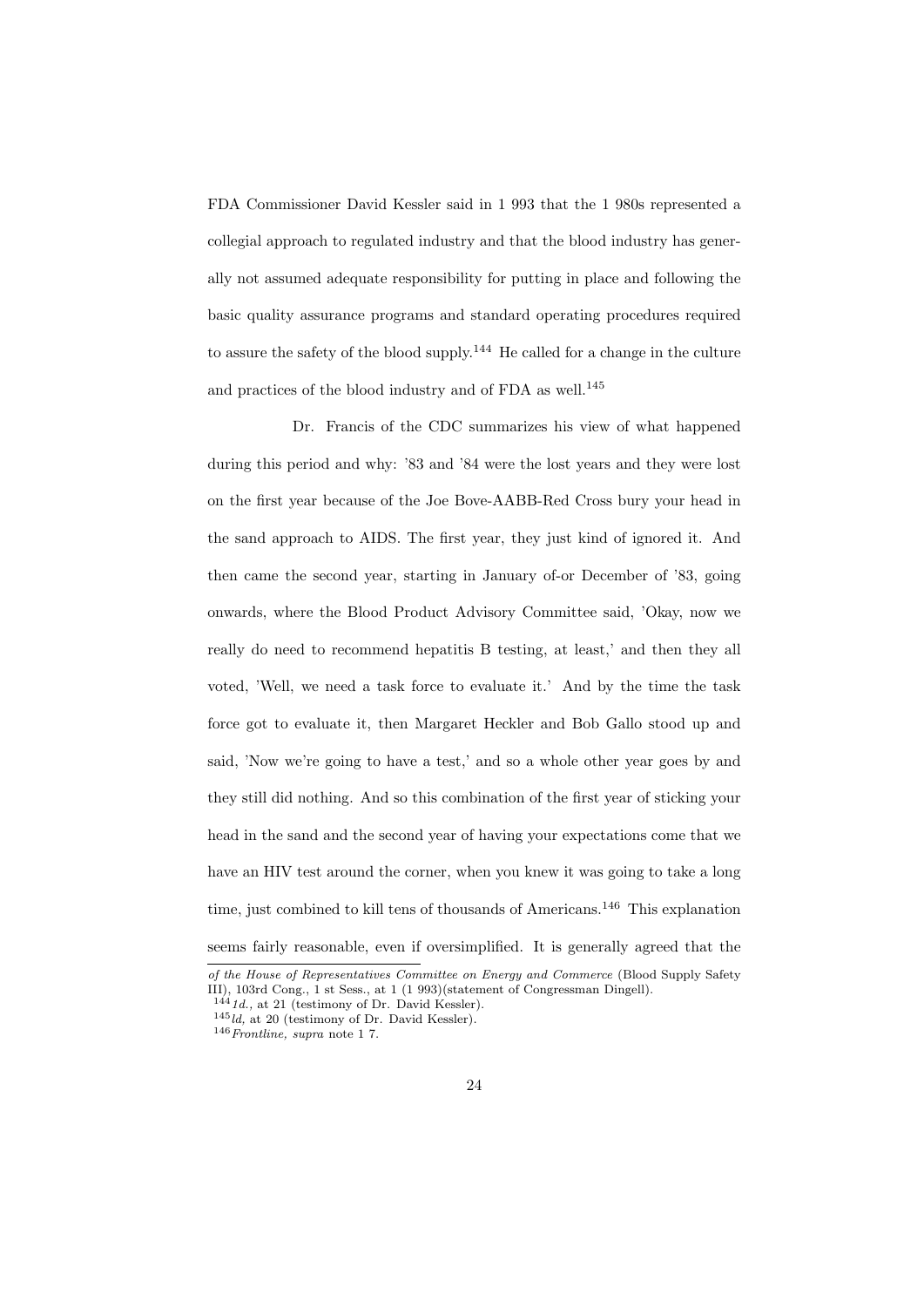FDA Commissioner David Kessler said in 1 993 that the 1 980s represented a collegial approach to regulated industry and that the blood industry has generally not assumed adequate responsibility for putting in place and following the basic quality assurance programs and standard operating procedures required to assure the safety of the blood supply.[144] He called for a change in the culture and practices of the blood industry and of FDA as well.[145]

Dr. Francis of the CDC summarizes his view of what happened during this period and why: '83 and '84 were the lost years and they were lost on the first year because of the Joe Bove-AABB-Red Cross bury your head in the sand approach to AIDS. The first year, they just kind of ignored it. And then came the second year, starting in January of-or December of '83, going onwards, where the Blood Product Advisory Committee said, 'Okay, now we really do need to recommend hepatitis B testing, at least,' and then they all voted, 'Well, we need a task force to evaluate it.' And by the time the task force got to evaluate it, then Margaret Heckler and Bob Gallo stood up and said, 'Now we're going to have a test,' and so a whole other year goes by and they still did nothing. And so this combination of the first year of sticking your head in the sand and the second year of having your expectations come that we have an HIV test around the corner, when you knew it was going to take a long time, just combined to kill tens of thousands of Americans.[146] This explanation seems fairly reasonable, even if oversimplified. It is generally agreed that the

---

*of the House of Representatives Committee on Energy and Commerce* (Blood Supply Safety III), 103rd Cong., 1 st Sess., at 1 (1 993)(statement of Congressman Dingell).

[144] *1d.,* at 21 (testimony of Dr. David Kessler).

[145] *ld,* at 20 (testimony of Dr. David Kessler).

[146] *Frontline, supra* note 1 7.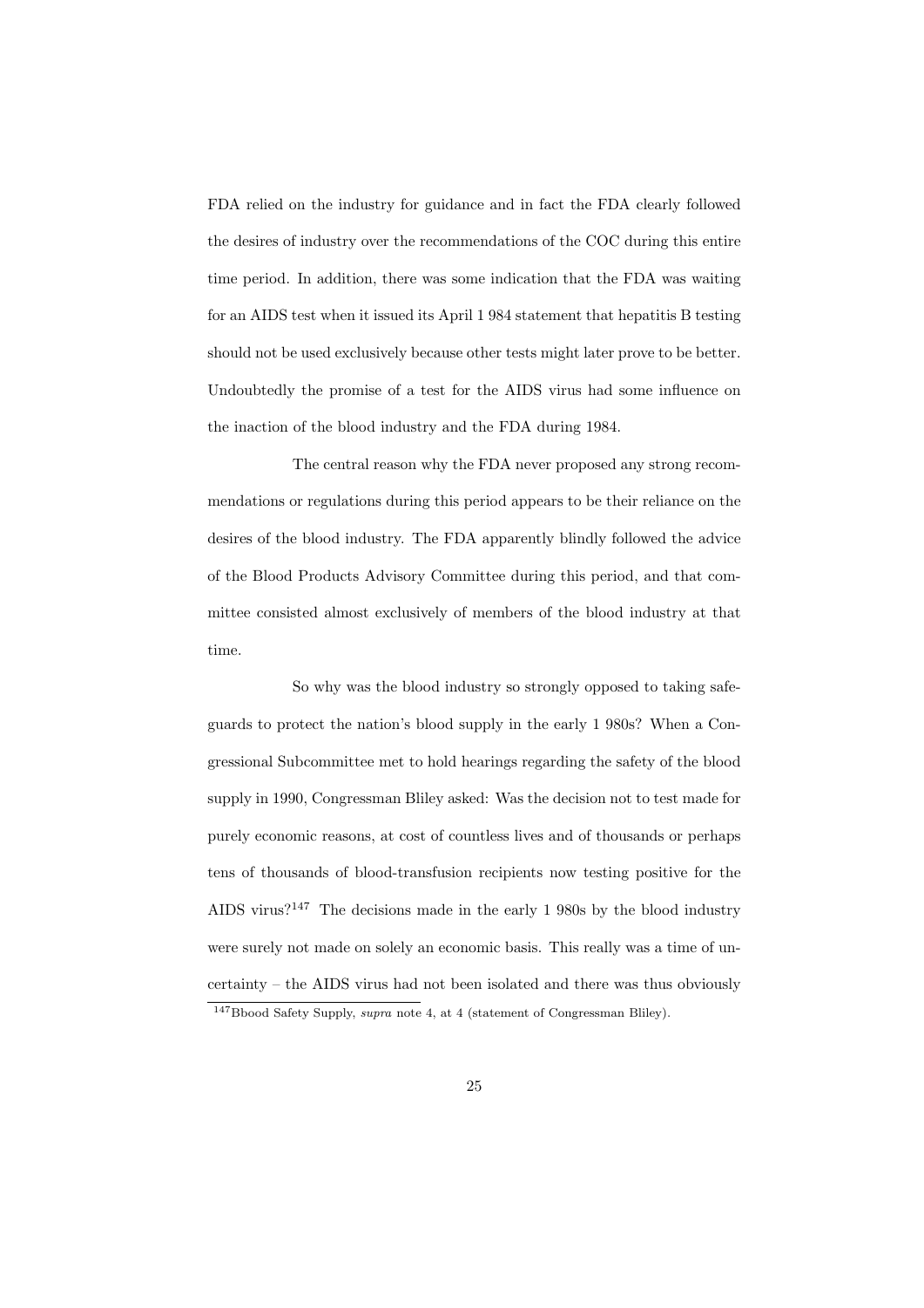FDA relied on the industry for guidance and in fact the FDA clearly followed the desires of industry over the recommendations of the COC during this entire time period. In addition, there was some indication that the FDA was waiting for an AIDS test when it issued its April 1 984 statement that hepatitis B testing should not be used exclusively because other tests might later prove to be better. Undoubtedly the promise of a test for the AIDS virus had some influence on the inaction of the blood industry and the FDA during 1984.

The central reason why the FDA never proposed any strong recommendations or regulations during this period appears to be their reliance on the desires of the blood industry. The FDA apparently blindly followed the advice of the Blood Products Advisory Committee during this period, and that committee consisted almost exclusively of members of the blood industry at that time.

So why was the blood industry so strongly opposed to taking safeguards to protect the nation's blood supply in the early 1 980s? When a Congressional Subcommittee met to hold hearings regarding the safety of the blood supply in 1990, Congressman Bliley asked: Was the decision not to test made for purely economic reasons, at cost of countless lives and of thousands or perhaps tens of thousands of blood-transfusion recipients now testing positive for the AIDS virus?[147] The decisions made in the early 1 980s by the blood industry were surely not made on solely an economic basis. This really was a time of uncertainty – the AIDS virus had not been isolated and there was thus obviously

[147] Bbood Safety Supply, *supra* note 4, at 4 (statement of Congressman Bliley).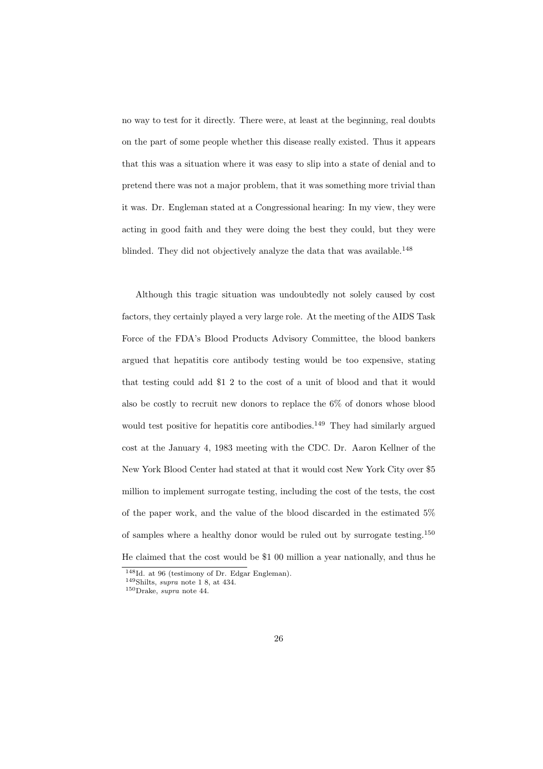no way to test for it directly. There were, at least at the beginning, real doubts on the part of some people whether this disease really existed. Thus it appears that this was a situation where it was easy to slip into a state of denial and to pretend there was not a major problem, that it was something more trivial than it was. Dr. Engleman stated at a Congressional hearing: In my view, they were acting in good faith and they were doing the best they could, but they were blinded. They did not objectively analyze the data that was available.[148]

Although this tragic situation was undoubtedly not solely caused by cost factors, they certainly played a very large role. At the meeting of the AIDS Task Force of the FDA's Blood Products Advisory Committee, the blood bankers argued that hepatitis core antibody testing would be too expensive, stating that testing could add $1 2 to the cost of a unit of blood and that it would also be costly to recruit new donors to replace the 6% of donors whose blood would test positive for hepatitis core antibodies.[149] They had similarly argued cost at the January 4, 1983 meeting with the CDC. Dr. Aaron Kellner of the New York Blood Center had stated at that it would cost New York City over $5 million to implement surrogate testing, including the cost of the tests, the cost of the paper work, and the value of the blood discarded in the estimated 5% of samples where a healthy donor would be ruled out by surrogate testing.[150] He claimed that the cost would be $1 00 million a year nationally, and thus he

[148] Id. at 96 (testimony of Dr. Edgar Engleman).
[149] Shilts, *supra* note 1 8, at 434.
[150] Drake, *supra* note 44.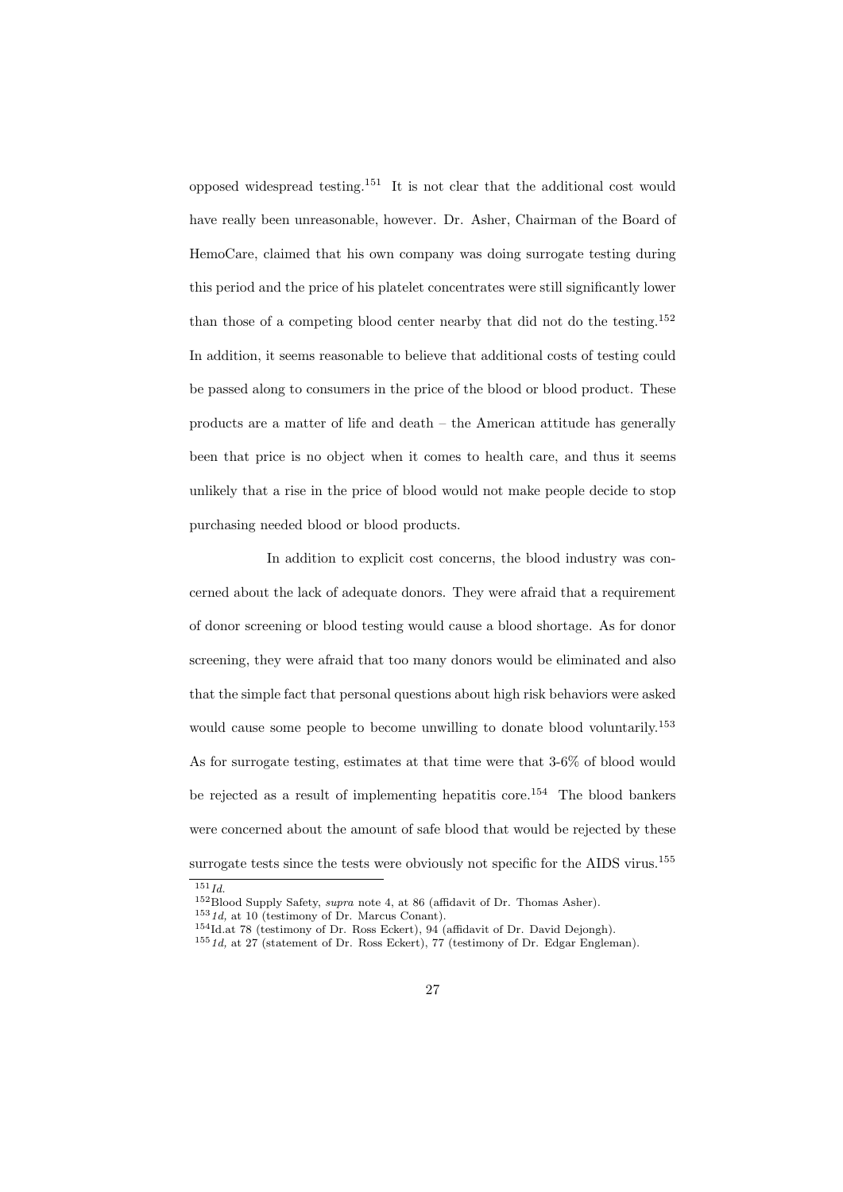opposed widespread testing.[151] It is not clear that the additional cost would have really been unreasonable, however. Dr. Asher, Chairman of the Board of HemoCare, claimed that his own company was doing surrogate testing during this period and the price of his platelet concentrates were still significantly lower than those of a competing blood center nearby that did not do the testing.[152] In addition, it seems reasonable to believe that additional costs of testing could be passed along to consumers in the price of the blood or blood product. These products are a matter of life and death – the American attitude has generally been that price is no object when it comes to health care, and thus it seems unlikely that a rise in the price of blood would not make people decide to stop purchasing needed blood or blood products.

In addition to explicit cost concerns, the blood industry was concerned about the lack of adequate donors. They were afraid that a requirement of donor screening or blood testing would cause a blood shortage. As for donor screening, they were afraid that too many donors would be eliminated and also that the simple fact that personal questions about high risk behaviors were asked would cause some people to become unwilling to donate blood voluntarily.[153] As for surrogate testing, estimates at that time were that 3-6% of blood would be rejected as a result of implementing hepatitis core.[154] The blood bankers were concerned about the amount of safe blood that would be rejected by these surrogate tests since the tests were obviously not specific for the AIDS virus.[155]

---

[151] *Id.*

[152] Blood Supply Safety, *supra* note 4, at 86 (affidavit of Dr. Thomas Asher).

[153] *1d,* at 10 (testimony of Dr. Marcus Conant).

[154] Id.at 78 (testimony of Dr. Ross Eckert), 94 (affidavit of Dr. David Dejongh).

[155] *1d,* at 27 (statement of Dr. Ross Eckert), 77 (testimony of Dr. Edgar Engleman).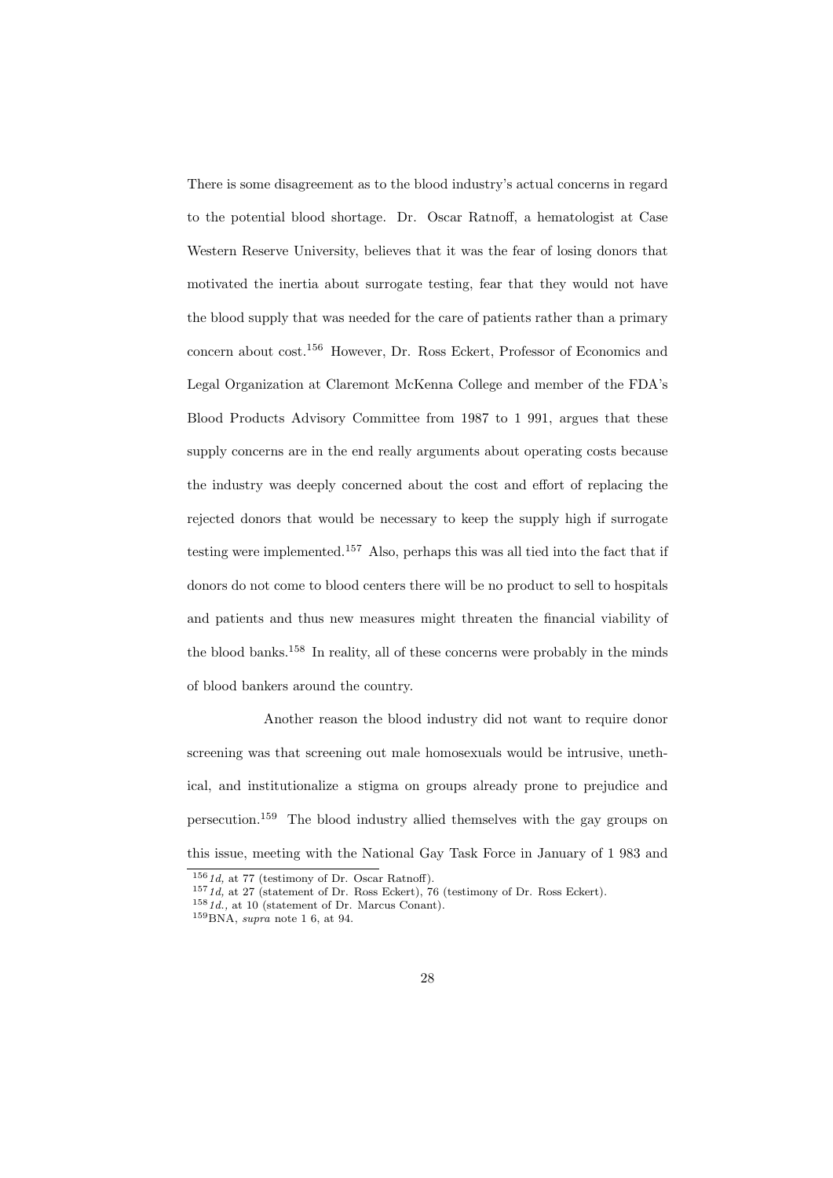There is some disagreement as to the blood industry's actual concerns in regard to the potential blood shortage. Dr. Oscar Ratnoff, a hematologist at Case Western Reserve University, believes that it was the fear of losing donors that motivated the inertia about surrogate testing, fear that they would not have the blood supply that was needed for the care of patients rather than a primary concern about cost.[156] However, Dr. Ross Eckert, Professor of Economics and Legal Organization at Claremont McKenna College and member of the FDA's Blood Products Advisory Committee from 1987 to 1 991, argues that these supply concerns are in the end really arguments about operating costs because the industry was deeply concerned about the cost and effort of replacing the rejected donors that would be necessary to keep the supply high if surrogate testing were implemented.[157] Also, perhaps this was all tied into the fact that if donors do not come to blood centers there will be no product to sell to hospitals and patients and thus new measures might threaten the financial viability of the blood banks.[158] In reality, all of these concerns were probably in the minds of blood bankers around the country.

Another reason the blood industry did not want to require donor screening was that screening out male homosexuals would be intrusive, unethical, and institutionalize a stigma on groups already prone to prejudice and persecution.[159] The blood industry allied themselves with the gay groups on this issue, meeting with the National Gay Task Force in January of 1 983 and

---

[156] *1d,* at 77 (testimony of Dr. Oscar Ratnoff).

[157] *1d,* at 27 (statement of Dr. Ross Eckert), 76 (testimony of Dr. Ross Eckert).

[158] *1d.,* at 10 (statement of Dr. Marcus Conant).

[159] BNA, *supra* note 1 6, at 94.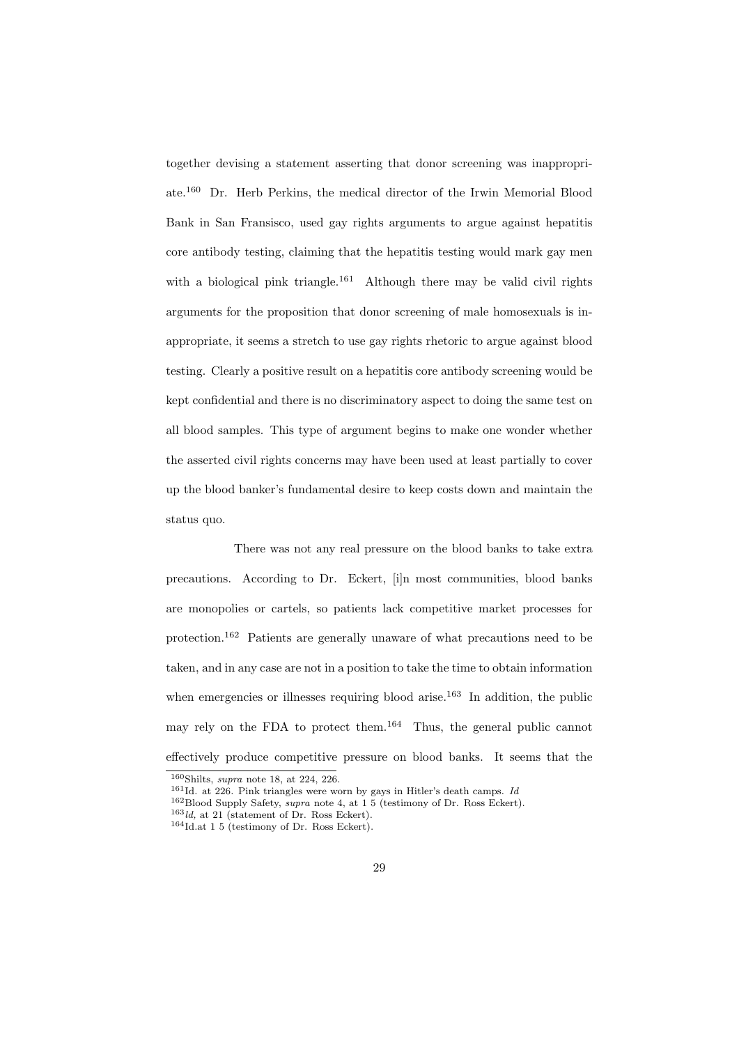together devising a statement asserting that donor screening was inappropriate.[160] Dr. Herb Perkins, the medical director of the Irwin Memorial Blood Bank in San Fransisco, used gay rights arguments to argue against hepatitis core antibody testing, claiming that the hepatitis testing would mark gay men with a biological pink triangle.[161] Although there may be valid civil rights arguments for the proposition that donor screening of male homosexuals is inappropriate, it seems a stretch to use gay rights rhetoric to argue against blood testing. Clearly a positive result on a hepatitis core antibody screening would be kept confidential and there is no discriminatory aspect to doing the same test on all blood samples. This type of argument begins to make one wonder whether the asserted civil rights concerns may have been used at least partially to cover up the blood banker's fundamental desire to keep costs down and maintain the status quo.

There was not any real pressure on the blood banks to take extra precautions. According to Dr. Eckert, [i]n most communities, blood banks are monopolies or cartels, so patients lack competitive market processes for protection.[162] Patients are generally unaware of what precautions need to be taken, and in any case are not in a position to take the time to obtain information when emergencies or illnesses requiring blood arise.[163] In addition, the public may rely on the FDA to protect them.[164] Thus, the general public cannot effectively produce competitive pressure on blood banks. It seems that the

[160] Shilts, *supra* note 18, at 224, 226.

[161] Id. at 226. Pink triangles were worn by gays in Hitler's death camps. *Id*

[162] Blood Supply Safety, *supra* note 4, at 1 5 (testimony of Dr. Ross Eckert).

[163] *Id,* at 21 (statement of Dr. Ross Eckert).

[164] Id.at 1 5 (testimony of Dr. Ross Eckert).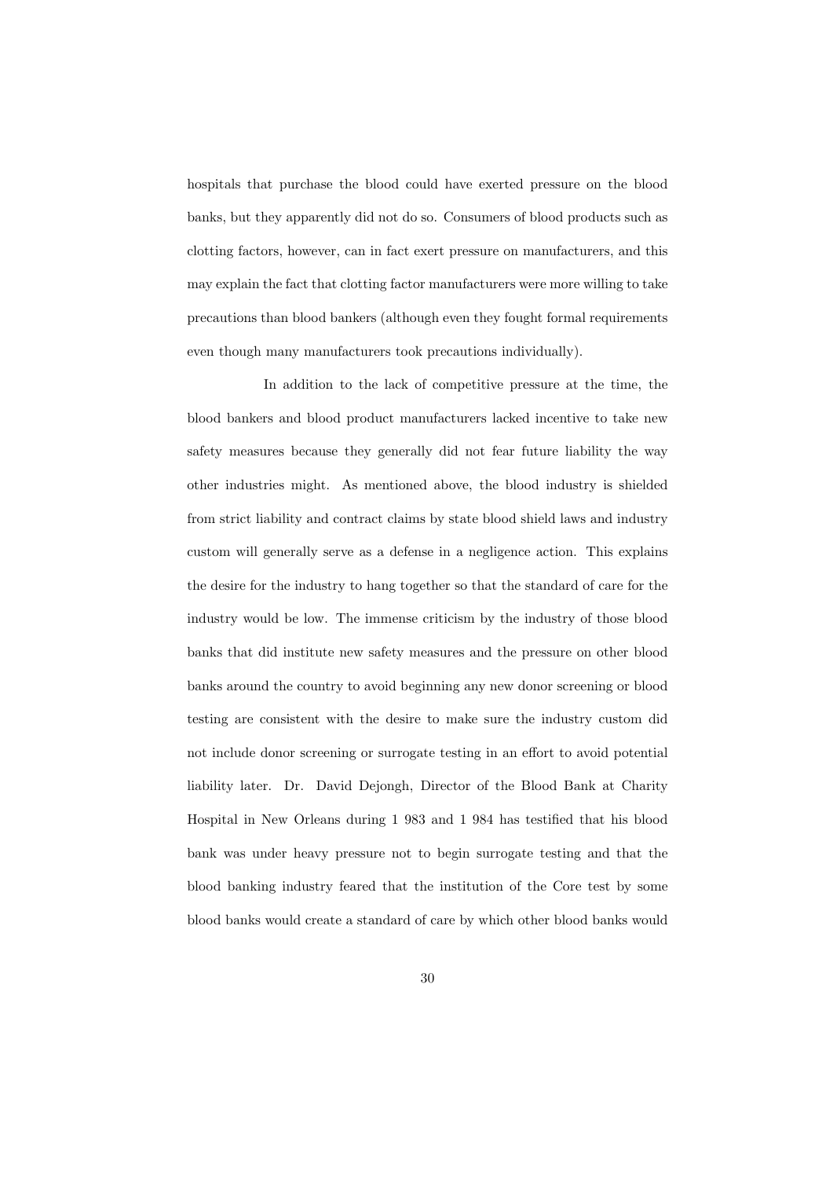hospitals that purchase the blood could have exerted pressure on the blood banks, but they apparently did not do so. Consumers of blood products such as clotting factors, however, can in fact exert pressure on manufacturers, and this may explain the fact that clotting factor manufacturers were more willing to take precautions than blood bankers (although even they fought formal requirements even though many manufacturers took precautions individually).

In addition to the lack of competitive pressure at the time, the blood bankers and blood product manufacturers lacked incentive to take new safety measures because they generally did not fear future liability the way other industries might. As mentioned above, the blood industry is shielded from strict liability and contract claims by state blood shield laws and industry custom will generally serve as a defense in a negligence action. This explains the desire for the industry to hang together so that the standard of care for the industry would be low. The immense criticism by the industry of those blood banks that did institute new safety measures and the pressure on other blood banks around the country to avoid beginning any new donor screening or blood testing are consistent with the desire to make sure the industry custom did not include donor screening or surrogate testing in an effort to avoid potential liability later. Dr. David Dejongh, Director of the Blood Bank at Charity Hospital in New Orleans during 1 983 and 1 984 has testified that his blood bank was under heavy pressure not to begin surrogate testing and that the blood banking industry feared that the institution of the Core test by some blood banks would create a standard of care by which other blood banks would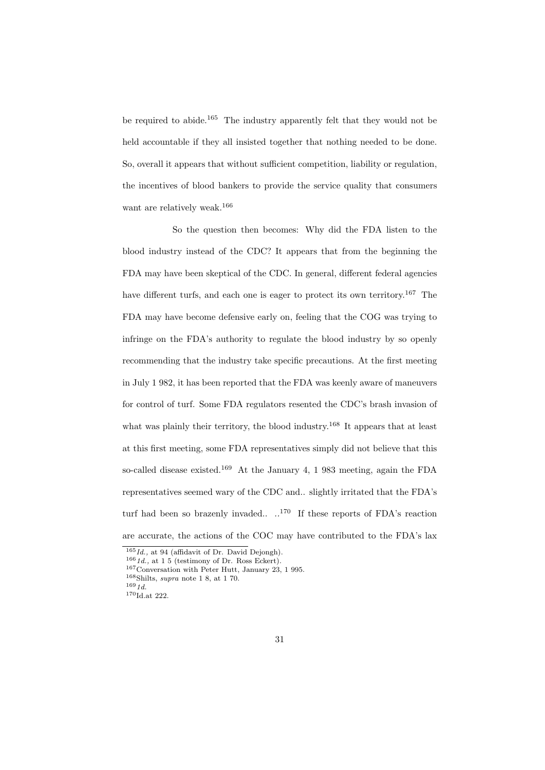be required to abide.[165] The industry apparently felt that they would not be held accountable if they all insisted together that nothing needed to be done. So, overall it appears that without sufficient competition, liability or regulation, the incentives of blood bankers to provide the service quality that consumers want are relatively weak.[166]

So the question then becomes: Why did the FDA listen to the blood industry instead of the CDC? It appears that from the beginning the FDA may have been skeptical of the CDC. In general, different federal agencies have different turfs, and each one is eager to protect its own territory.[167] The FDA may have become defensive early on, feeling that the COG was trying to infringe on the FDA's authority to regulate the blood industry by so openly recommending that the industry take specific precautions. At the first meeting in July 1 982, it has been reported that the FDA was keenly aware of maneuvers for control of turf. Some FDA regulators resented the CDC's brash invasion of what was plainly their territory, the blood industry.[168] It appears that at least at this first meeting, some FDA representatives simply did not believe that this so-called disease existed.[169] At the January 4, 1 983 meeting, again the FDA representatives seemed wary of the CDC and.. slightly irritated that the FDA's turf had been so brazenly invaded.. ..[170] If these reports of FDA's reaction are accurate, the actions of the COC may have contributed to the FDA's lax

---

[165] *Id.,* at 94 (affidavit of Dr. David Dejongh).

[166] *1d.,* at 1 5 (testimony of Dr. Ross Eckert).

[167] Conversation with Peter Hutt, January 23, 1 995.

[168] Shilts, *supra* note 1 8, at 1 70.

[169] *1d.*

[170] Id.at 222.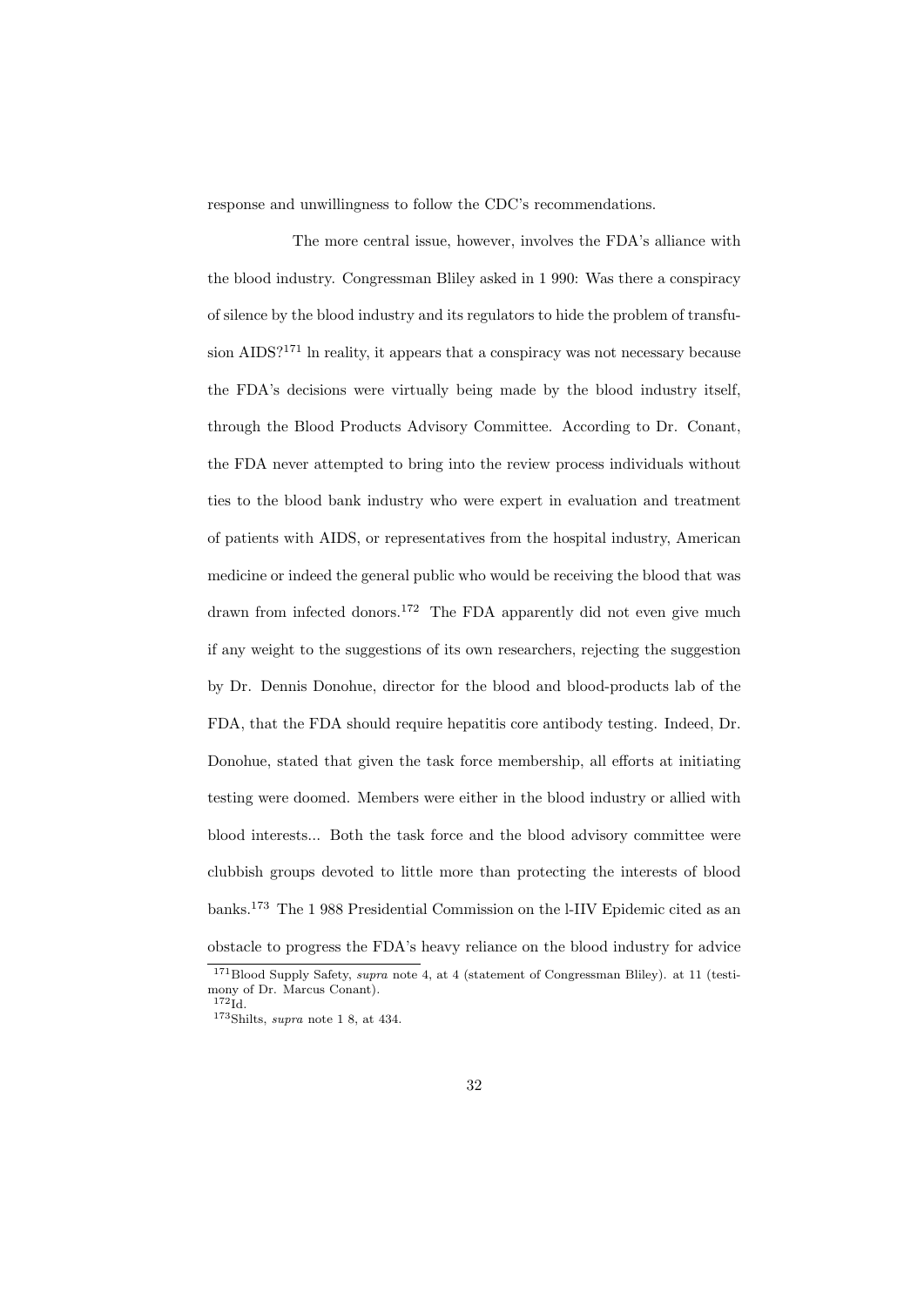response and unwillingness to follow the CDC's recommendations.

The more central issue, however, involves the FDA's alliance with the blood industry. Congressman Bliley asked in 1 990: Was there a conspiracy of silence by the blood industry and its regulators to hide the problem of transfusion AIDS?[171] ln reality, it appears that a conspiracy was not necessary because the FDA's decisions were virtually being made by the blood industry itself, through the Blood Products Advisory Committee. According to Dr. Conant, the FDA never attempted to bring into the review process individuals without ties to the blood bank industry who were expert in evaluation and treatment of patients with AIDS, or representatives from the hospital industry, American medicine or indeed the general public who would be receiving the blood that was drawn from infected donors.[172] The FDA apparently did not even give much if any weight to the suggestions of its own researchers, rejecting the suggestion by Dr. Dennis Donohue, director for the blood and blood-products lab of the FDA, that the FDA should require hepatitis core antibody testing. Indeed, Dr. Donohue, stated that given the task force membership, all efforts at initiating testing were doomed. Members were either in the blood industry or allied with blood interests... Both the task force and the blood advisory committee were clubbish groups devoted to little more than protecting the interests of blood banks.[173] The 1 988 Presidential Commission on the l-IIV Epidemic cited as an obstacle to progress the FDA's heavy reliance on the blood industry for advice

[171] Blood Supply Safety, *supra* note 4, at 4 (statement of Congressman Bliley). at 11 (testimony of Dr. Marcus Conant).

[172] Id.

[173] Shilts, *supra* note 1 8, at 434.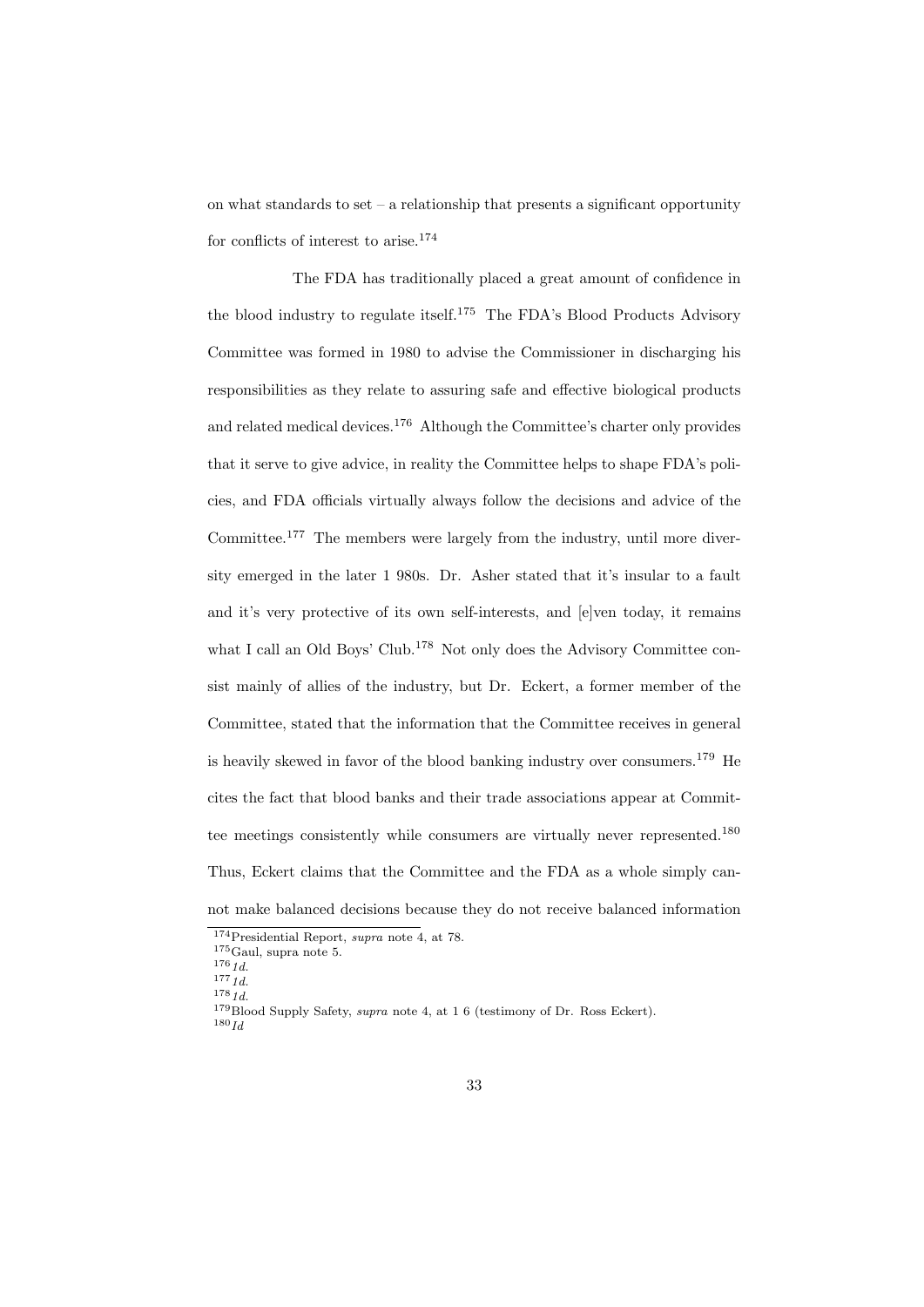on what standards to set – a relationship that presents a significant opportunity for conflicts of interest to arise.[174]

The FDA has traditionally placed a great amount of confidence in the blood industry to regulate itself.[175] The FDA's Blood Products Advisory Committee was formed in 1980 to advise the Commissioner in discharging his responsibilities as they relate to assuring safe and effective biological products and related medical devices.[176] Although the Committee's charter only provides that it serve to give advice, in reality the Committee helps to shape FDA's policies, and FDA officials virtually always follow the decisions and advice of the Committee.[177] The members were largely from the industry, until more diversity emerged in the later 1 980s. Dr. Asher stated that it's insular to a fault and it's very protective of its own self-interests, and [e]ven today, it remains what I call an Old Boys' Club.[178] Not only does the Advisory Committee consist mainly of allies of the industry, but Dr. Eckert, a former member of the Committee, stated that the information that the Committee receives in general is heavily skewed in favor of the blood banking industry over consumers.[179] He cites the fact that blood banks and their trade associations appear at Committee meetings consistently while consumers are virtually never represented.[180] Thus, Eckert claims that the Committee and the FDA as a whole simply cannot make balanced decisions because they do not receive balanced information

---

[174] Presidential Report, *supra* note 4, at 78.

[175] Gaul, supra note 5.

[176] *1d.*

[177] *1d.*

[178] *1d.*

[179] Blood Supply Safety, *supra* note 4, at 1 6 (testimony of Dr. Ross Eckert).

[180] *Id*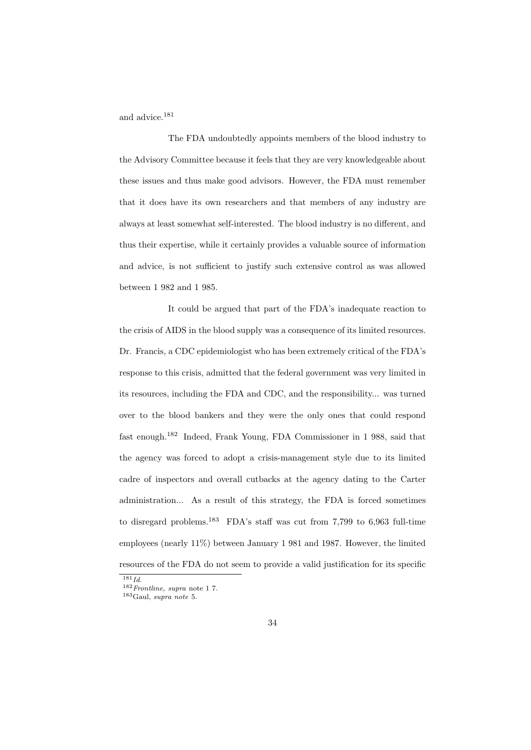and advice.[181]

The FDA undoubtedly appoints members of the blood industry to the Advisory Committee because it feels that they are very knowledgeable about these issues and thus make good advisors. However, the FDA must remember that it does have its own researchers and that members of any industry are always at least somewhat self-interested. The blood industry is no different, and thus their expertise, while it certainly provides a valuable source of information and advice, is not sufficient to justify such extensive control as was allowed between 1 982 and 1 985.

It could be argued that part of the FDA's inadequate reaction to the crisis of AIDS in the blood supply was a consequence of its limited resources. Dr. Francis, a CDC epidemiologist who has been extremely critical of the FDA's response to this crisis, admitted that the federal government was very limited in its resources, including the FDA and CDC, and the responsibility... was turned over to the blood bankers and they were the only ones that could respond fast enough.[182] Indeed, Frank Young, FDA Commissioner in 1 988, said that the agency was forced to adopt a crisis-management style due to its limited cadre of inspectors and overall cutbacks at the agency dating to the Carter administration... As a result of this strategy, the FDA is forced sometimes to disregard problems.[183] FDA's staff was cut from 7,799 to 6,963 full-time employees (nearly 11%) between January 1 981 and 1987. However, the limited resources of the FDA do not seem to provide a valid justification for its specific

---

[181] *Id.*

[182] *Frontline, supra* note 1 7.

[183] Gaul, *supra note* 5.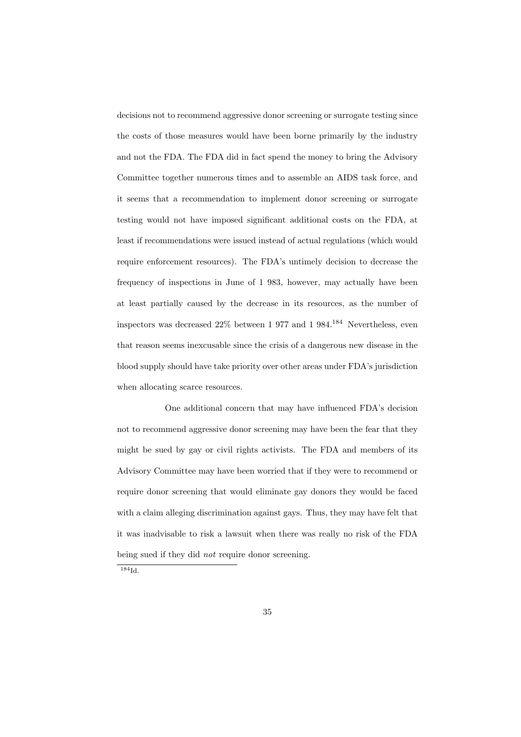decisions not to recommend aggressive donor screening or surrogate testing since the costs of those measures would have been borne primarily by the industry and not the FDA. The FDA did in fact spend the money to bring the Advisory Committee together numerous times and to assemble an AIDS task force, and it seems that a recommendation to implement donor screening or surrogate testing would not have imposed significant additional costs on the FDA, at least if recommendations were issued instead of actual regulations (which would require enforcement resources). The FDA's untimely decision to decrease the frequency of inspections in June of 1 983, however, may actually have been at least partially caused by the decrease in its resources, as the number of inspectors was decreased 22% between 1 977 and 1 984.[184] Nevertheless, even that reason seems inexcusable since the crisis of a dangerous new disease in the blood supply should have take priority over other areas under FDA's jurisdiction when allocating scarce resources.

One additional concern that may have influenced FDA's decision not to recommend aggressive donor screening may have been the fear that they might be sued by gay or civil rights activists. The FDA and members of its Advisory Committee may have been worried that if they were to recommend or require donor screening that would eliminate gay donors they would be faced with a claim alleging discrimination against gays. Thus, they may have felt that it was inadvisable to risk a lawsuit when there was really no risk of the FDA being sued if they did *not* require donor screening.

[184] Id.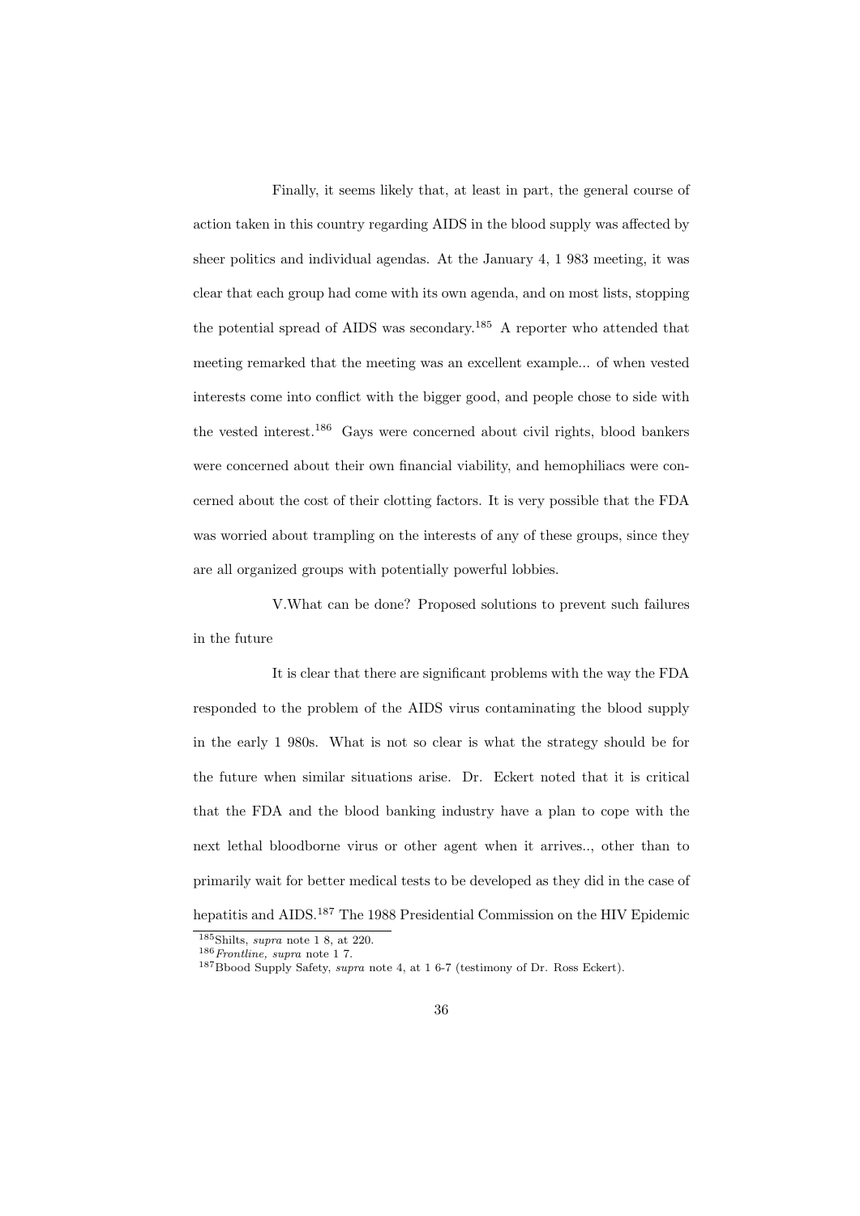Finally, it seems likely that, at least in part, the general course of action taken in this country regarding AIDS in the blood supply was affected by sheer politics and individual agendas. At the January 4, 1 983 meeting, it was clear that each group had come with its own agenda, and on most lists, stopping the potential spread of AIDS was secondary.[185] A reporter who attended that meeting remarked that the meeting was an excellent example... of when vested interests come into conflict with the bigger good, and people chose to side with the vested interest.[186] Gays were concerned about civil rights, blood bankers were concerned about their own financial viability, and hemophiliacs were concerned about the cost of their clotting factors. It is very possible that the FDA was worried about trampling on the interests of any of these groups, since they are all organized groups with potentially powerful lobbies.

## V. What can be done? Proposed solutions to prevent such failures in the future

It is clear that there are significant problems with the way the FDA responded to the problem of the AIDS virus contaminating the blood supply in the early 1 980s. What is not so clear is what the strategy should be for the future when similar situations arise. Dr. Eckert noted that it is critical that the FDA and the blood banking industry have a plan to cope with the next lethal bloodborne virus or other agent when it arrives.., other than to primarily wait for better medical tests to be developed as they did in the case of hepatitis and AIDS.[187] The 1988 Presidential Commission on the HIV Epidemic

---

[185] Shilts, *supra* note 1 8, at 220.

[186] *Frontline, supra* note 1 7.

[187] Bbood Supply Safety, *supra* note 4, at 1 6-7 (testimony of Dr. Ross Eckert).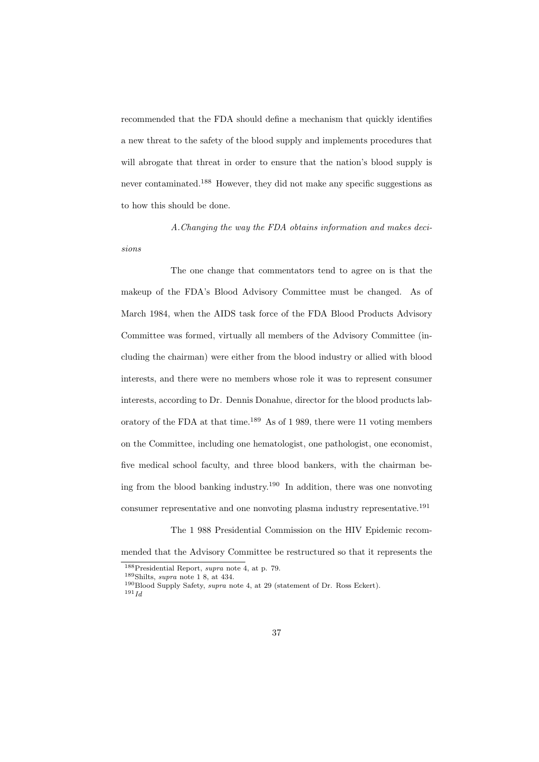recommended that the FDA should define a mechanism that quickly identifies a new threat to the safety of the blood supply and implements procedures that will abrogate that threat in order to ensure that the nation's blood supply is never contaminated.[188] However, they did not make any specific suggestions as to how this should be done.

*A. Changing the way the FDA obtains information and makes decisions*

The one change that commentators tend to agree on is that the makeup of the FDA's Blood Advisory Committee must be changed. As of March 1984, when the AIDS task force of the FDA Blood Products Advisory Committee was formed, virtually all members of the Advisory Committee (including the chairman) were either from the blood industry or allied with blood interests, and there were no members whose role it was to represent consumer interests, according to Dr. Dennis Donahue, director for the blood products laboratory of the FDA at that time.[189] As of 1 989, there were 11 voting members on the Committee, including one hematologist, one pathologist, one economist, five medical school faculty, and three blood bankers, with the chairman being from the blood banking industry.[190] In addition, there was one nonvoting consumer representative and one nonvoting plasma industry representative.[191]

The 1 988 Presidential Commission on the HIV Epidemic recommended that the Advisory Committee be restructured so that it represents the

[188] Presidential Report, *supra* note 4, at p. 79.
[189] Shilts, *supra* note 1 8, at 434.
[190] Blood Supply Safety, *supra* note 4, at 29 (statement of Dr. Ross Eckert).
[191] *Id*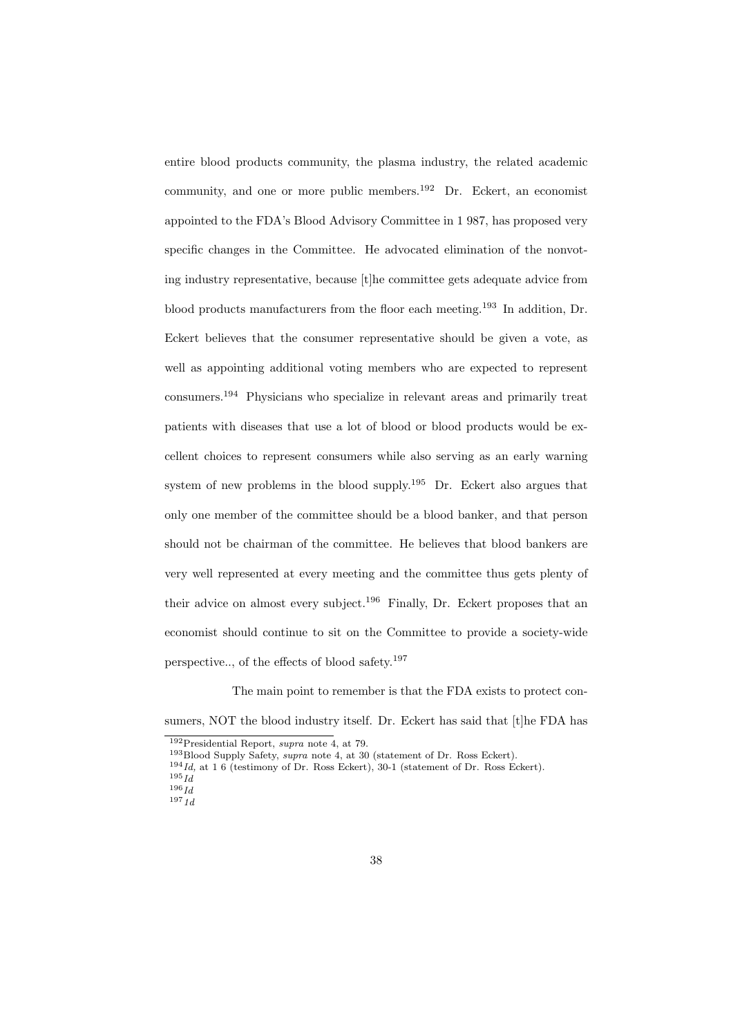entire blood products community, the plasma industry, the related academic community, and one or more public members.[192] Dr. Eckert, an economist appointed to the FDA's Blood Advisory Committee in 1 987, has proposed very specific changes in the Committee. He advocated elimination of the nonvoting industry representative, because [t]he committee gets adequate advice from blood products manufacturers from the floor each meeting.[193] In addition, Dr. Eckert believes that the consumer representative should be given a vote, as well as appointing additional voting members who are expected to represent consumers.[194] Physicians who specialize in relevant areas and primarily treat patients with diseases that use a lot of blood or blood products would be excellent choices to represent consumers while also serving as an early warning system of new problems in the blood supply.[195] Dr. Eckert also argues that only one member of the committee should be a blood banker, and that person should not be chairman of the committee. He believes that blood bankers are very well represented at every meeting and the committee thus gets plenty of their advice on almost every subject.[196] Finally, Dr. Eckert proposes that an economist should continue to sit on the Committee to provide a society-wide perspective.., of the effects of blood safety.[197]

The main point to remember is that the FDA exists to protect consumers, NOT the blood industry itself. Dr. Eckert has said that [t]he FDA has

---

[192] Presidential Report, *supra* note 4, at 79.

[193] Blood Supply Safety, *supra* note 4, at 30 (statement of Dr. Ross Eckert).

[194] *Id,* at 1 6 (testimony of Dr. Ross Eckert), 30-1 (statement of Dr. Ross Eckert).

[195] *Id*

[196] *Id*

[197] *1d*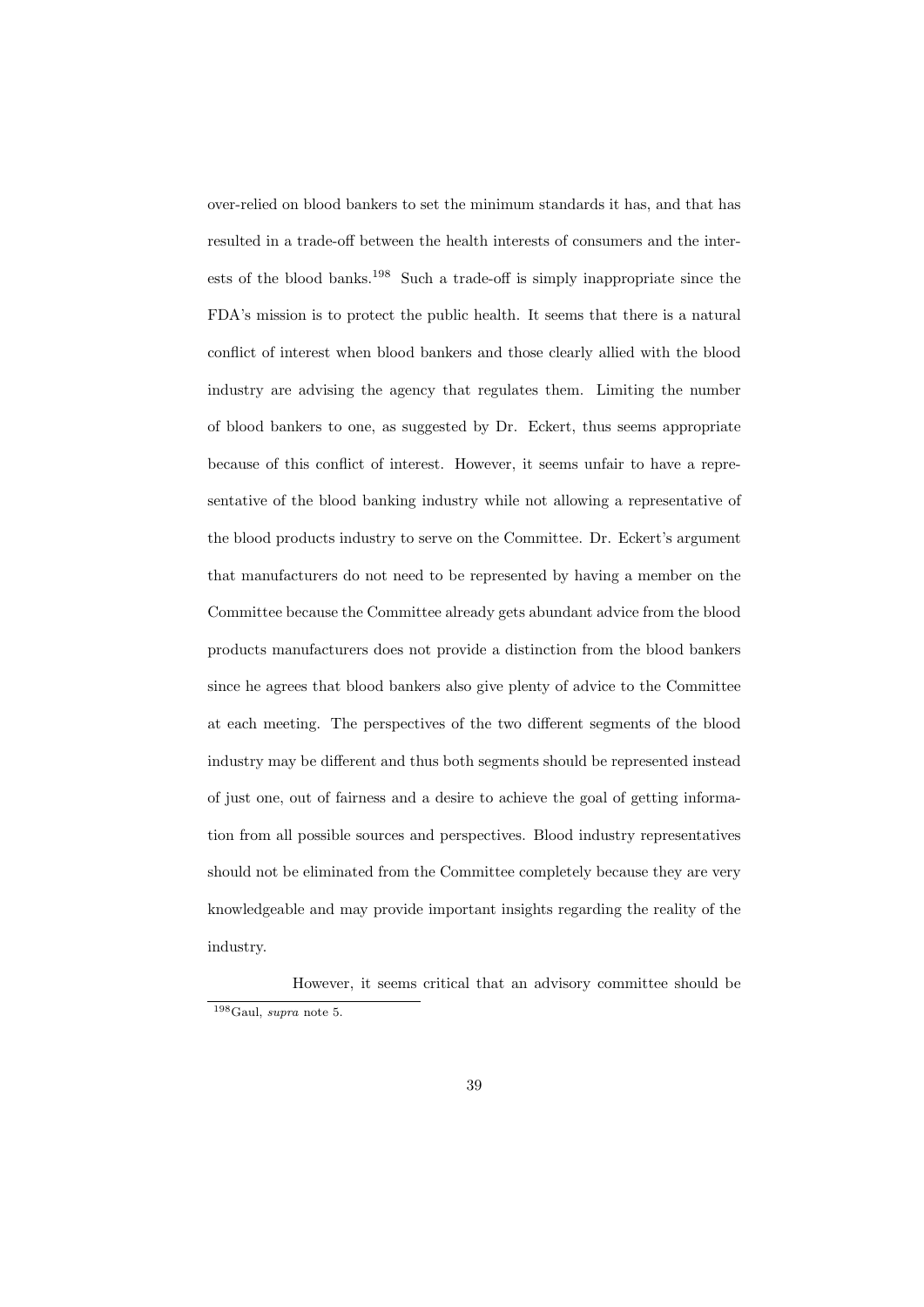over-relied on blood bankers to set the minimum standards it has, and that has resulted in a trade-off between the health interests of consumers and the interests of the blood banks.[198] Such a trade-off is simply inappropriate since the FDA's mission is to protect the public health. It seems that there is a natural conflict of interest when blood bankers and those clearly allied with the blood industry are advising the agency that regulates them. Limiting the number of blood bankers to one, as suggested by Dr. Eckert, thus seems appropriate because of this conflict of interest. However, it seems unfair to have a representative of the blood banking industry while not allowing a representative of the blood products industry to serve on the Committee. Dr. Eckert's argument that manufacturers do not need to be represented by having a member on the Committee because the Committee already gets abundant advice from the blood products manufacturers does not provide a distinction from the blood bankers since he agrees that blood bankers also give plenty of advice to the Committee at each meeting. The perspectives of the two different segments of the blood industry may be different and thus both segments should be represented instead of just one, out of fairness and a desire to achieve the goal of getting information from all possible sources and perspectives. Blood industry representatives should not be eliminated from the Committee completely because they are very knowledgeable and may provide important insights regarding the reality of the industry.

However, it seems critical that an advisory committee should be

[198] Gaul, *supra* note 5.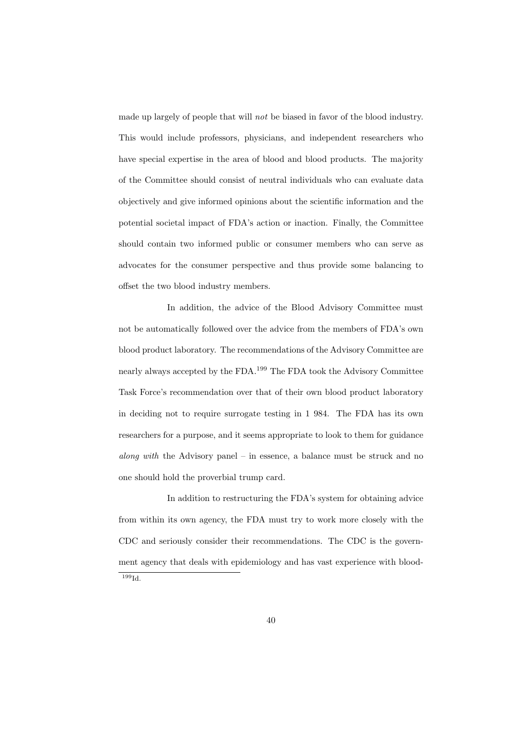made up largely of people that will *not* be biased in favor of the blood industry. This would include professors, physicians, and independent researchers who have special expertise in the area of blood and blood products. The majority of the Committee should consist of neutral individuals who can evaluate data objectively and give informed opinions about the scientific information and the potential societal impact of FDA's action or inaction. Finally, the Committee should contain two informed public or consumer members who can serve as advocates for the consumer perspective and thus provide some balancing to offset the two blood industry members.

In addition, the advice of the Blood Advisory Committee must not be automatically followed over the advice from the members of FDA's own blood product laboratory. The recommendations of the Advisory Committee are nearly always accepted by the FDA.[199] The FDA took the Advisory Committee Task Force's recommendation over that of their own blood product laboratory in deciding not to require surrogate testing in 1 984. The FDA has its own researchers for a purpose, and it seems appropriate to look to them for guidance *along with* the Advisory panel – in essence, a balance must be struck and no one should hold the proverbial trump card.

In addition to restructuring the FDA's system for obtaining advice from within its own agency, the FDA must try to work more closely with the CDC and seriously consider their recommendations. The CDC is the government agency that deals with epidemiology and has vast experience with blood-

[199] Id.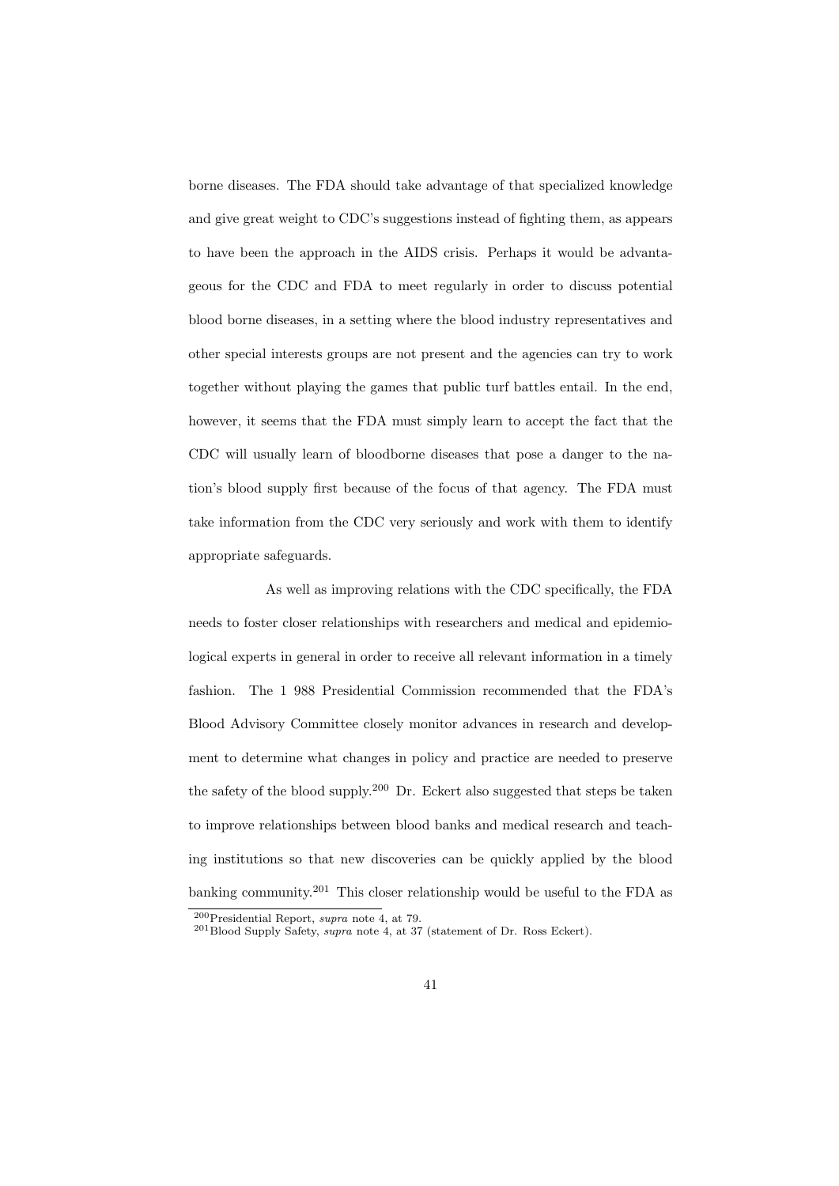borne diseases. The FDA should take advantage of that specialized knowledge and give great weight to CDC's suggestions instead of fighting them, as appears to have been the approach in the AIDS crisis. Perhaps it would be advantageous for the CDC and FDA to meet regularly in order to discuss potential blood borne diseases, in a setting where the blood industry representatives and other special interests groups are not present and the agencies can try to work together without playing the games that public turf battles entail. In the end, however, it seems that the FDA must simply learn to accept the fact that the CDC will usually learn of bloodborne diseases that pose a danger to the nation's blood supply first because of the focus of that agency. The FDA must take information from the CDC very seriously and work with them to identify appropriate safeguards.

As well as improving relations with the CDC specifically, the FDA needs to foster closer relationships with researchers and medical and epidemiological experts in general in order to receive all relevant information in a timely fashion. The 1 988 Presidential Commission recommended that the FDA's Blood Advisory Committee closely monitor advances in research and development to determine what changes in policy and practice are needed to preserve the safety of the blood supply.[200] Dr. Eckert also suggested that steps be taken to improve relationships between blood banks and medical research and teaching institutions so that new discoveries can be quickly applied by the blood banking community.[201] This closer relationship would be useful to the FDA as

[200] Presidential Report, *supra* note 4, at 79.

[201] Blood Supply Safety, *supra* note 4, at 37 (statement of Dr. Ross Eckert).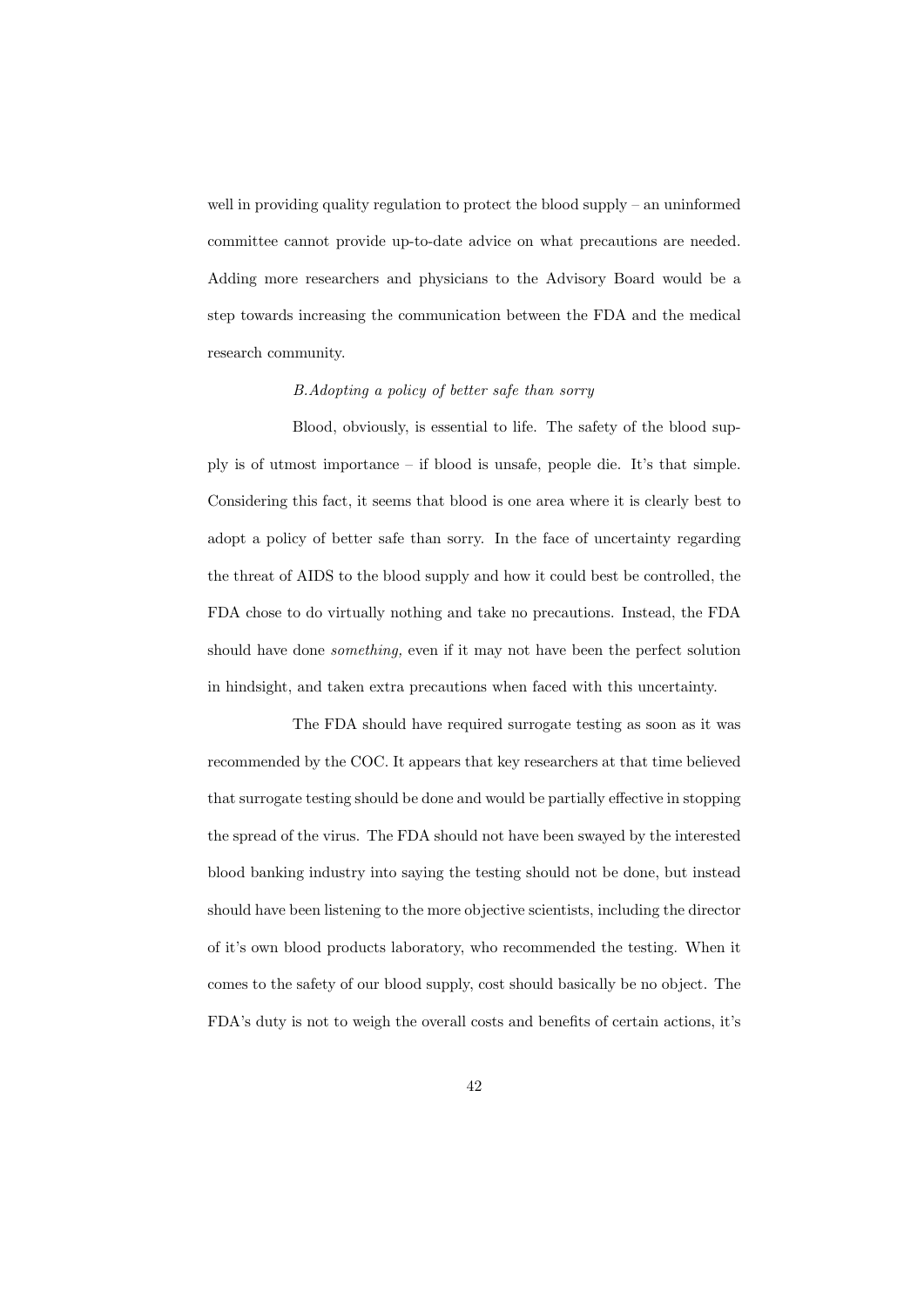well in providing quality regulation to protect the blood supply – an uninformed committee cannot provide up-to-date advice on what precautions are needed. Adding more researchers and physicians to the Advisory Board would be a step towards increasing the communication between the FDA and the medical research community.

*B.Adopting a policy of better safe than sorry*

Blood, obviously, is essential to life. The safety of the blood supply is of utmost importance – if blood is unsafe, people die. It's that simple. Considering this fact, it seems that blood is one area where it is clearly best to adopt a policy of better safe than sorry. In the face of uncertainty regarding the threat of AIDS to the blood supply and how it could best be controlled, the FDA chose to do virtually nothing and take no precautions. Instead, the FDA should have done *something,* even if it may not have been the perfect solution in hindsight, and taken extra precautions when faced with this uncertainty.

The FDA should have required surrogate testing as soon as it was recommended by the COC. It appears that key researchers at that time believed that surrogate testing should be done and would be partially effective in stopping the spread of the virus. The FDA should not have been swayed by the interested blood banking industry into saying the testing should not be done, but instead should have been listening to the more objective scientists, including the director of it's own blood products laboratory, who recommended the testing. When it comes to the safety of our blood supply, cost should basically be no object. The FDA's duty is not to weigh the overall costs and benefits of certain actions, it's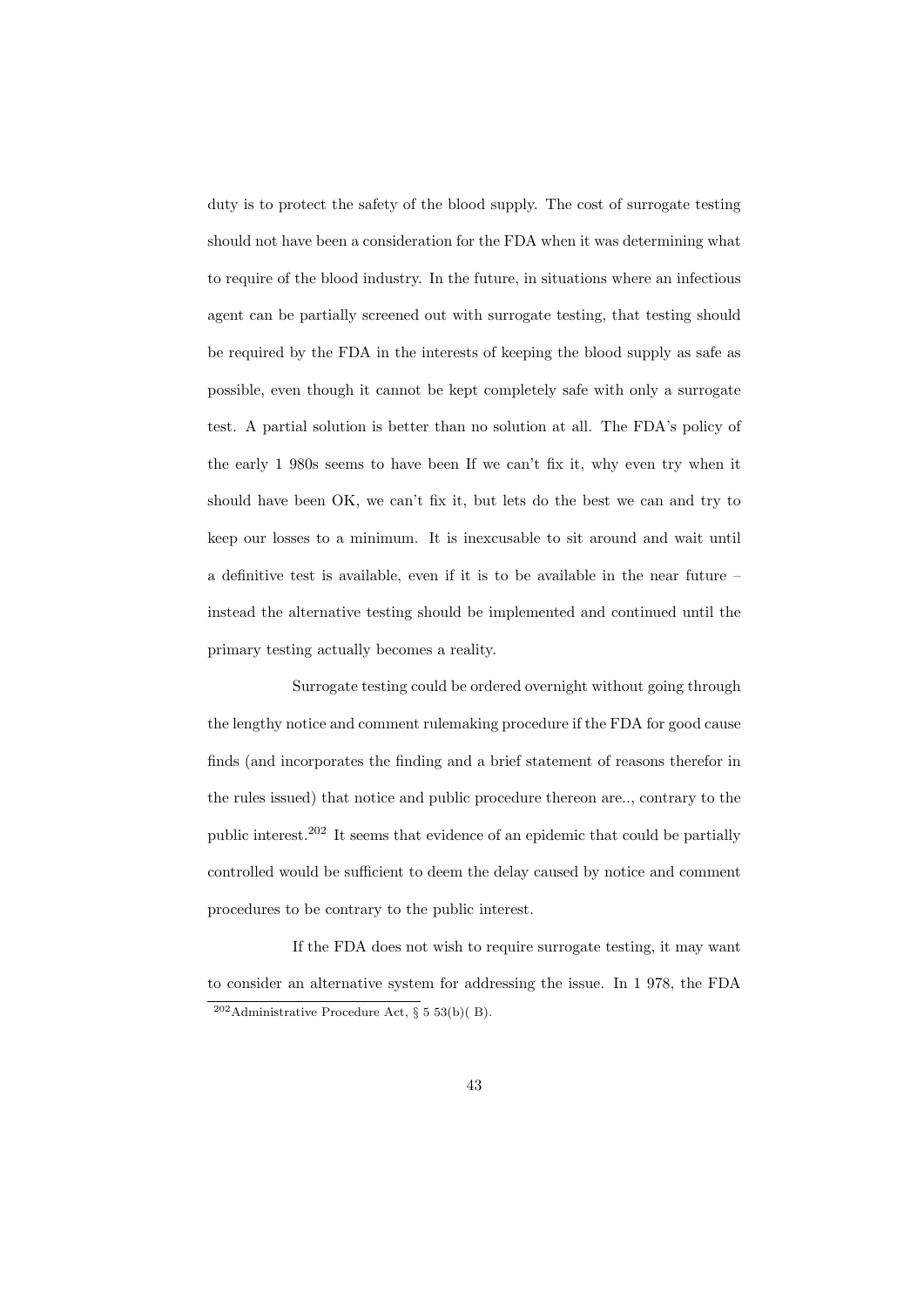duty is to protect the safety of the blood supply. The cost of surrogate testing should not have been a consideration for the FDA when it was determining what to require of the blood industry. In the future, in situations where an infectious agent can be partially screened out with surrogate testing, that testing should be required by the FDA in the interests of keeping the blood supply as safe as possible, even though it cannot be kept completely safe with only a surrogate test. A partial solution is better than no solution at all. The FDA's policy of the early 1 980s seems to have been If we can't fix it, why even try when it should have been OK, we can't fix it, but lets do the best we can and try to keep our losses to a minimum. It is inexcusable to sit around and wait until a definitive test is available, even if it is to be available in the near future – instead the alternative testing should be implemented and continued until the primary testing actually becomes a reality.

Surrogate testing could be ordered overnight without going through the lengthy notice and comment rulemaking procedure if the FDA for good cause finds (and incorporates the finding and a brief statement of reasons therefor in the rules issued) that notice and public procedure thereon are.., contrary to the public interest.[202] It seems that evidence of an epidemic that could be partially controlled would be sufficient to deem the delay caused by notice and comment procedures to be contrary to the public interest.

If the FDA does not wish to require surrogate testing, it may want to consider an alternative system for addressing the issue. In 1 978, the FDA

[202] Administrative Procedure Act, § 5 53(b)( B).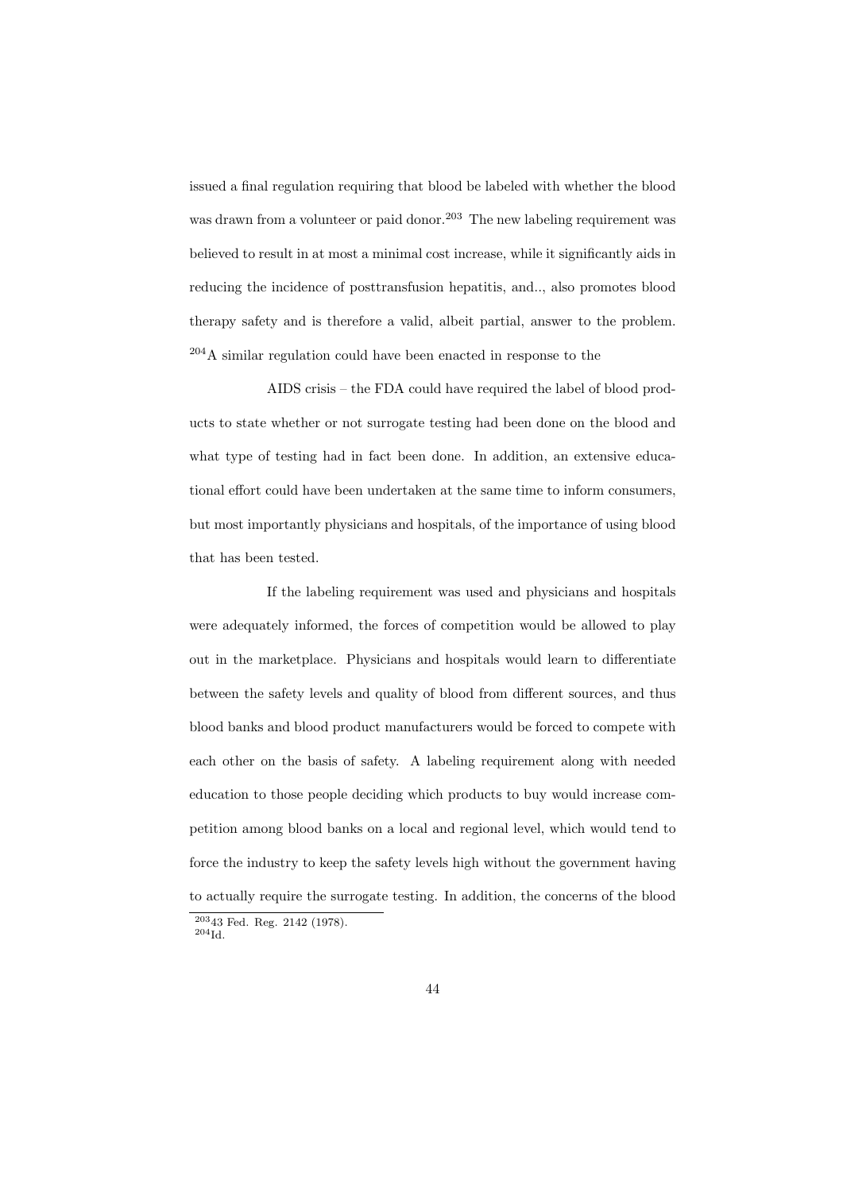issued a final regulation requiring that blood be labeled with whether the blood was drawn from a volunteer or paid donor.[203] The new labeling requirement was believed to result in at most a minimal cost increase, while it significantly aids in reducing the incidence of posttransfusion hepatitis, and.., also promotes blood therapy safety and is therefore a valid, albeit partial, answer to the problem. [204]A similar regulation could have been enacted in response to the

AIDS crisis – the FDA could have required the label of blood products to state whether or not surrogate testing had been done on the blood and what type of testing had in fact been done. In addition, an extensive educational effort could have been undertaken at the same time to inform consumers, but most importantly physicians and hospitals, of the importance of using blood that has been tested.

If the labeling requirement was used and physicians and hospitals were adequately informed, the forces of competition would be allowed to play out in the marketplace. Physicians and hospitals would learn to differentiate between the safety levels and quality of blood from different sources, and thus blood banks and blood product manufacturers would be forced to compete with each other on the basis of safety. A labeling requirement along with needed education to those people deciding which products to buy would increase competition among blood banks on a local and regional level, which would tend to force the industry to keep the safety levels high without the government having to actually require the surrogate testing. In addition, the concerns of the blood

[203] 43 Fed. Reg. 2142 (1978).
[204] Id.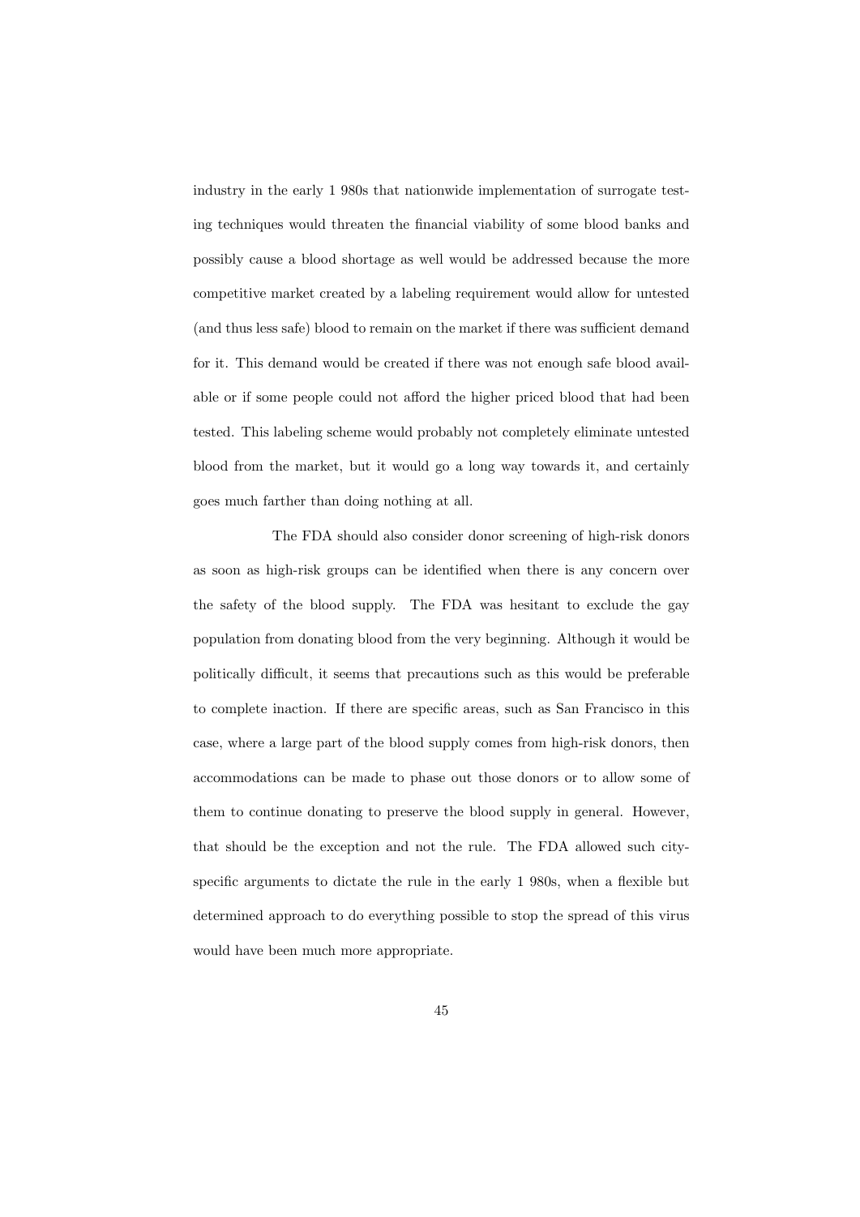industry in the early 1 980s that nationwide implementation of surrogate testing techniques would threaten the financial viability of some blood banks and possibly cause a blood shortage as well would be addressed because the more competitive market created by a labeling requirement would allow for untested (and thus less safe) blood to remain on the market if there was sufficient demand for it. This demand would be created if there was not enough safe blood available or if some people could not afford the higher priced blood that had been tested. This labeling scheme would probably not completely eliminate untested blood from the market, but it would go a long way towards it, and certainly goes much farther than doing nothing at all.

The FDA should also consider donor screening of high-risk donors as soon as high-risk groups can be identified when there is any concern over the safety of the blood supply. The FDA was hesitant to exclude the gay population from donating blood from the very beginning. Although it would be politically difficult, it seems that precautions such as this would be preferable to complete inaction. If there are specific areas, such as San Francisco in this case, where a large part of the blood supply comes from high-risk donors, then accommodations can be made to phase out those donors or to allow some of them to continue donating to preserve the blood supply in general. However, that should be the exception and not the rule. The FDA allowed such city-specific arguments to dictate the rule in the early 1 980s, when a flexible but determined approach to do everything possible to stop the spread of this virus would have been much more appropriate.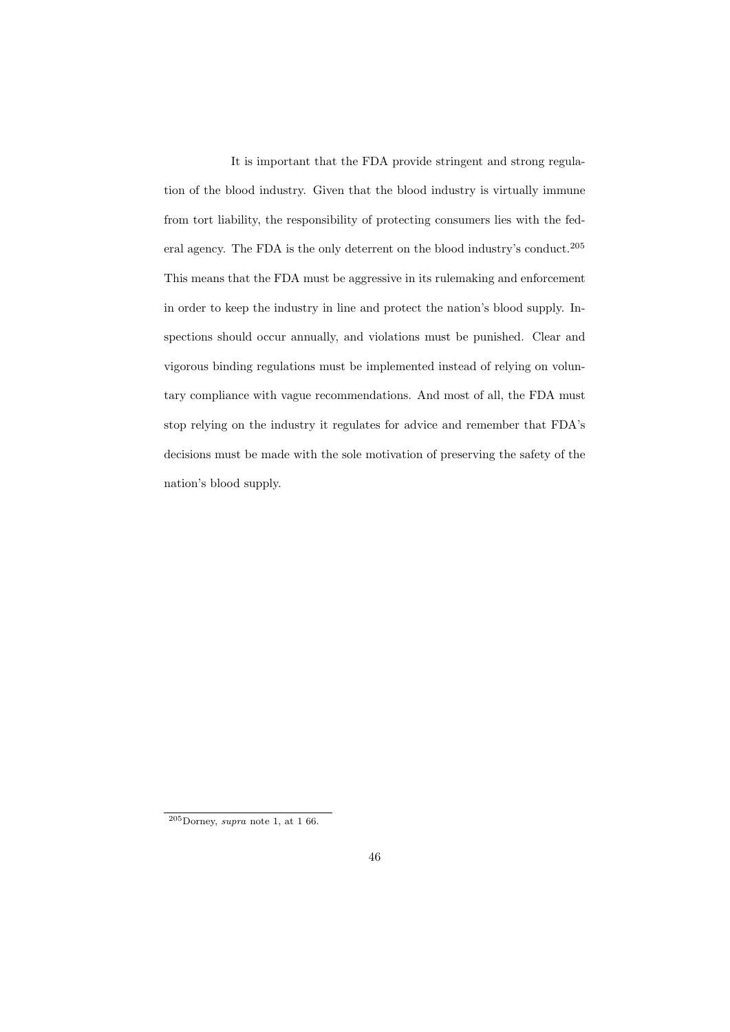It is important that the FDA provide stringent and strong regulation of the blood industry. Given that the blood industry is virtually immune from tort liability, the responsibility of protecting consumers lies with the federal agency. The FDA is the only deterrent on the blood industry's conduct.[205] This means that the FDA must be aggressive in its rulemaking and enforcement in order to keep the industry in line and protect the nation's blood supply. Inspections should occur annually, and violations must be punished. Clear and vigorous binding regulations must be implemented instead of relying on voluntary compliance with vague recommendations. And most of all, the FDA must stop relying on the industry it regulates for advice and remember that FDA's decisions must be made with the sole motivation of preserving the safety of the nation's blood supply.

---

[205] Dorney, *supra* note 1, at 1 66.